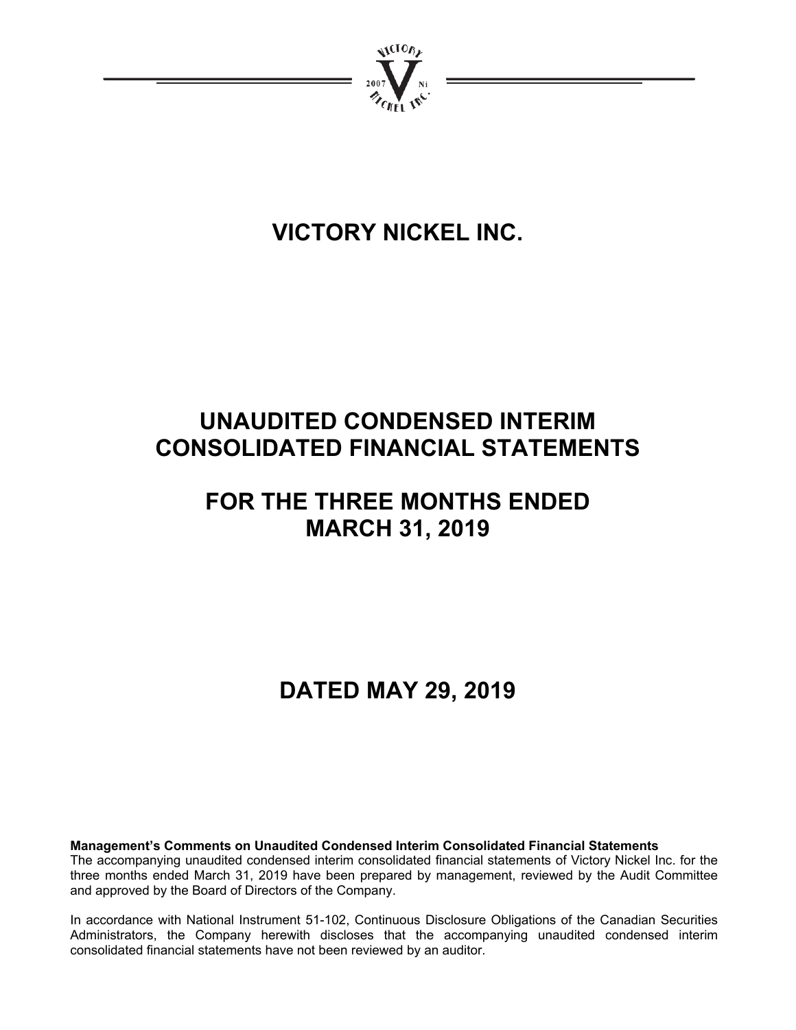# VICTORY NICKEL INC.

# UNAUDITED CONDENSED INTERIM CONSOLIDATED FINANCIAL STATEMENTS

# FOR THE THREE MONTHS ENDED MARCH 31, 2019

# DATED MAY 29, 2019

**Management's Comments on Unaudited Condensed Interim Consolidated Financial Statements**

The accompanying unaudited condensed interim consolidated financial statements of Victory Nickel Inc. for the three months ended March 31, 2019 have been prepared by management, reviewed by the Audit Committee and approved by the Board of Directors of the Company.

In accordance with National Instrument 51-102, Continuous Disclosure Obligations of the Canadian Securities Administrators, the Company herewith discloses that the accompanying unaudited condensed interim consolidated financial statements have not been reviewed by an auditor.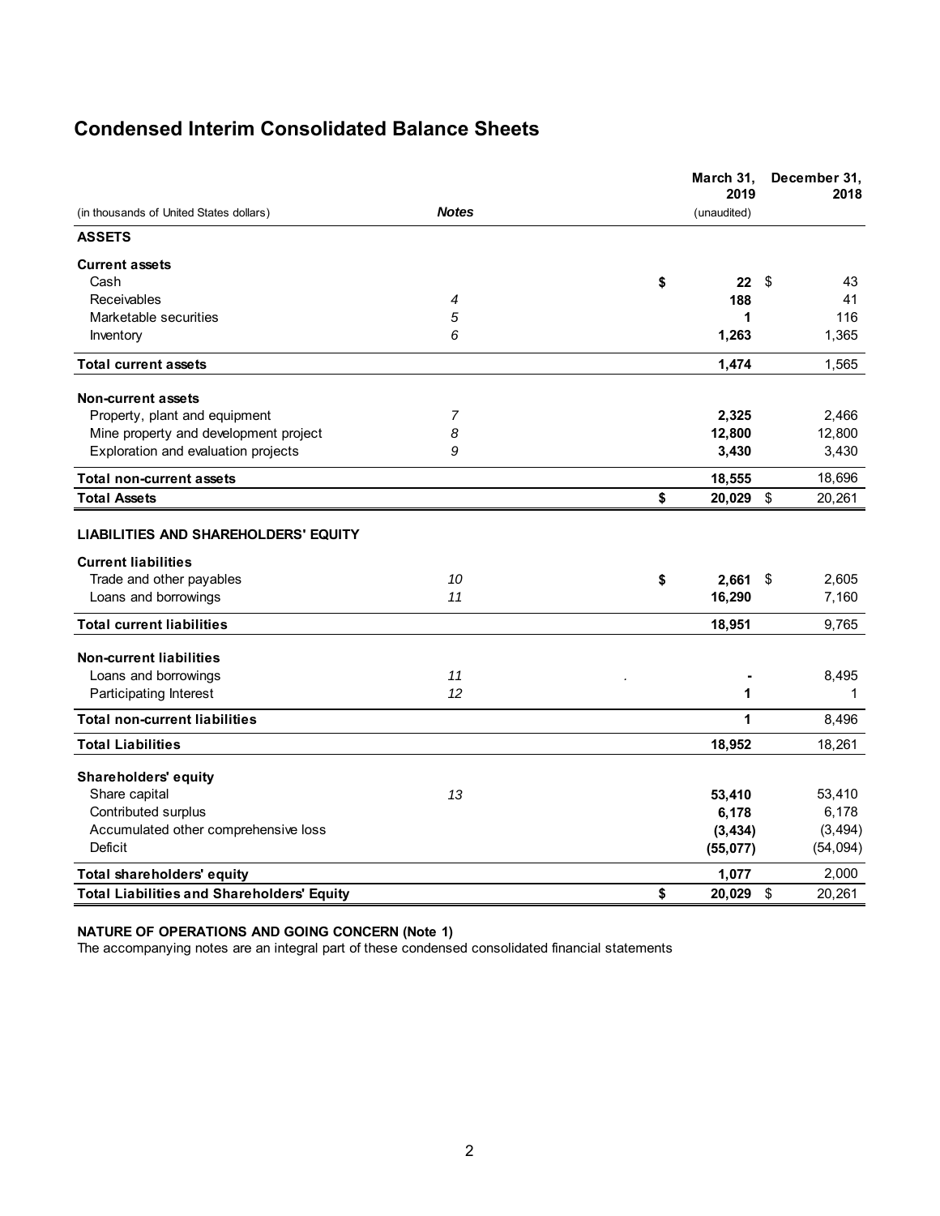# Condensed Interim Consolidated Balance Sheets

| (in thousands of United States dollars) | *Notes* | March 31, 2019 (unaudited) | December 31, 2018 |
|---|---|---|---|
| **ASSETS** | | | |
| **Current assets** | | | |
| Cash | | **$ 22** | $ 43 |
| Receivables | *4* | **188** | 41 |
| Marketable securities | *5* | **1** | 116 |
| Inventory | *6* | **1,263** | 1,365 |
| **Total current assets** | | **1,474** | 1,565 |
| **Non-current assets** | | | |
| Property, plant and equipment | *7* | **2,325** | 2,466 |
| Mine property and development project | *8* | **12,800** | 12,800 |
| Exploration and evaluation projects | *9* | **3,430** | 3,430 |
| **Total non-current assets** | | **18,555** | 18,696 |
| **Total Assets** | | **$ 20,029** | $ 20,261 |
| **LIABILITIES AND SHAREHOLDERS' EQUITY** | | | |
| **Current liabilities** | | | |
| Trade and other payables | *10* | **$ 2,661** | $ 2,605 |
| Loans and borrowings | *11* | **16,290** | 7,160 |
| **Total current liabilities** | | **18,951** | 9,765 |
| **Non-current liabilities** | | | |
| Loans and borrowings | *11* | **-** | 8,495 |
| Participating Interest | *12* | **1** | 1 |
| **Total non-current liabilities** | | **1** | 8,496 |
| **Total Liabilities** | | **18,952** | 18,261 |
| **Shareholders' equity** | | | |
| Share capital | *13* | **53,410** | 53,410 |
| Contributed surplus | | **6,178** | 6,178 |
| Accumulated other comprehensive loss | | **(3,434)** | (3,494) |
| Deficit | | **(55,077)** | (54,094) |
| **Total shareholders' equity** | | **1,077** | 2,000 |
| **Total Liabilities and Shareholders' Equity** | | **$ 20,029** | $ 20,261 |

**NATURE OF OPERATIONS AND GOING CONCERN (Note 1)**

The accompanying notes are an integral part of these condensed consolidated financial statements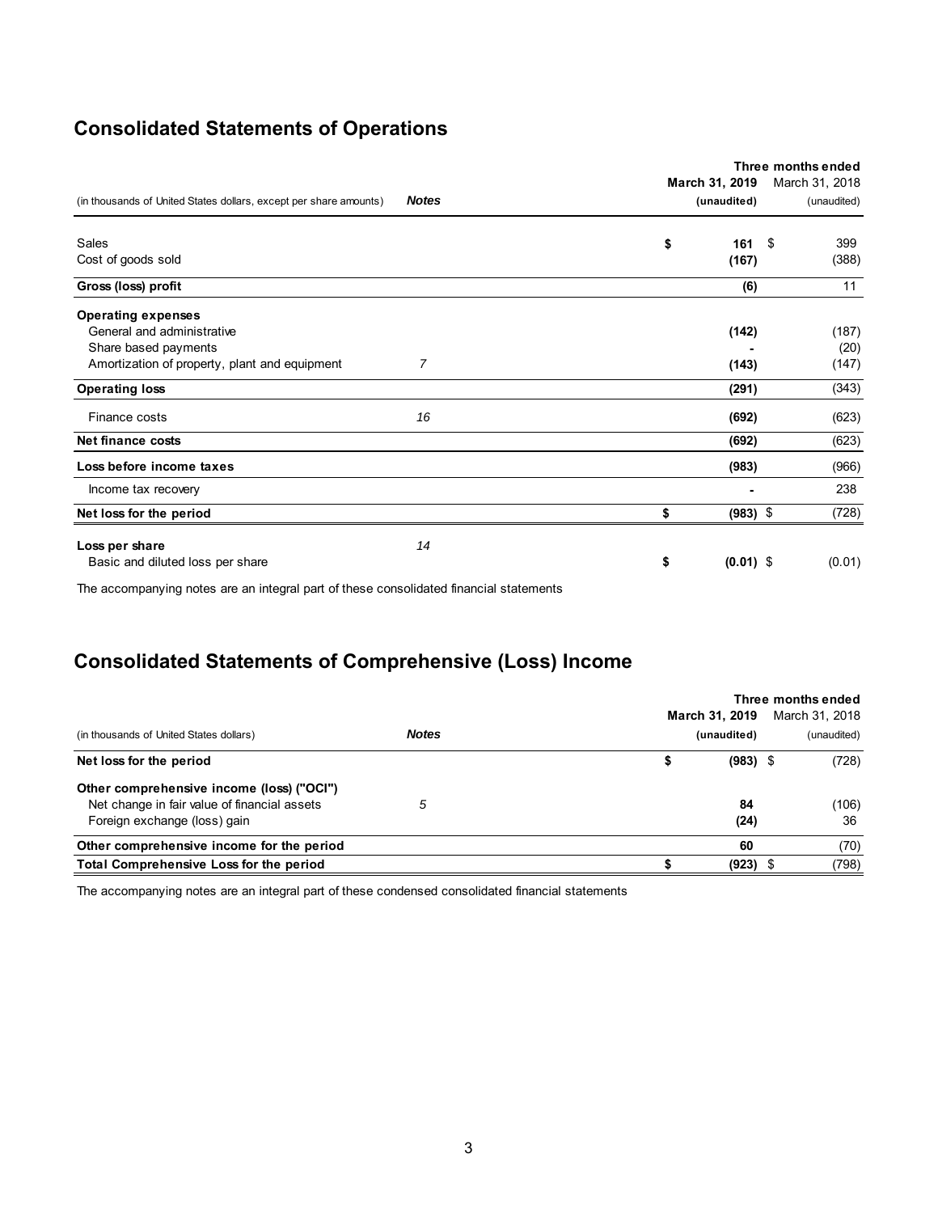## Consolidated Statements of Operations

| (in thousands of United States dollars, except per share amounts) | Notes | Three months ended March 31, 2019 (unaudited) | March 31, 2018 (unaudited) |
|---|---|---|---|
| Sales | | **$ 161** | $ 399 |
| Cost of goods sold | | **(167)** | (388) |
| **Gross (loss) profit** | | **(6)** | 11 |
| **Operating expenses** | | | |
| General and administrative | | **(142)** | (187) |
| Share based payments | | **-** | (20) |
| Amortization of property, plant and equipment | *7* | **(143)** | (147) |
| **Operating loss** | | **(291)** | (343) |
| Finance costs | *16* | **(692)** | (623) |
| **Net finance costs** | | **(692)** | (623) |
| **Loss before income taxes** | | **(983)** | (966) |
| Income tax recovery | | **-** | 238 |
| **Net loss for the period** | | **$ (983)** | $ (728) |
| **Loss per share** | *14* | | |
| Basic and diluted loss per share | | **$ (0.01)** | $ (0.01) |

The accompanying notes are an integral part of these consolidated financial statements

## Consolidated Statements of Comprehensive (Loss) Income

| (in thousands of United States dollars) | Notes | Three months ended March 31, 2019 (unaudited) | March 31, 2018 (unaudited) |
|---|---|---|---|
| **Net loss for the period** | | **$ (983)** | $ (728) |
| **Other comprehensive income (loss) ("OCI")** | | | |
| Net change in fair value of financial assets | 5 | **84** | (106) |
| Foreign exchange (loss) gain | | **(24)** | 36 |
| **Other comprehensive income for the period** | | **60** | (70) |
| **Total Comprehensive Loss for the period** | | **$ (923)** | $ (798) |

The accompanying notes are an integral part of these condensed consolidated financial statements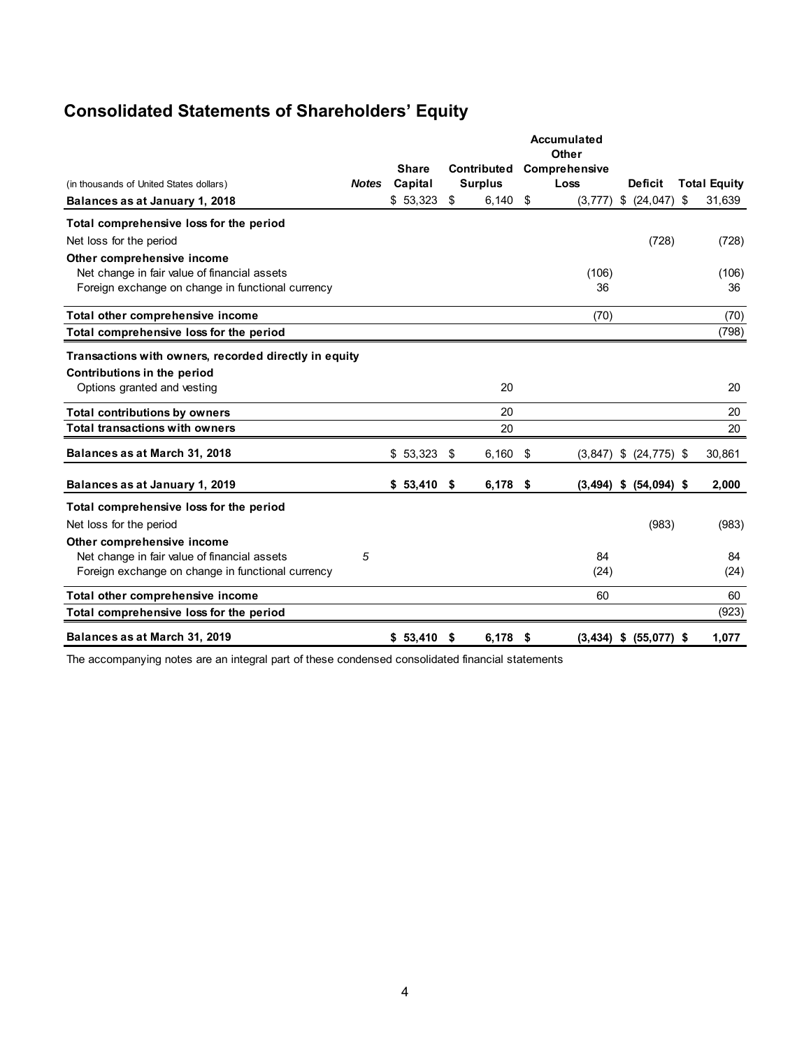## Consolidated Statements of Shareholders' Equity

| (in thousands of United States dollars) | Notes | Share Capital | Contributed Surplus | Accumulated Other Comprehensive Loss | Deficit | Total Equity |
|---|---|---|---|---|---|---|
| **Balances as at January 1, 2018** | | $ 53,323 | $ 6,140 | $ (3,777) | $ (24,047) | $ 31,639 |
| **Total comprehensive loss for the period** | | | | | | |
| Net loss for the period | | | | | (728) | (728) |
| **Other comprehensive income** | | | | | | |
| Net change in fair value of financial assets | | | | (106) | | (106) |
| Foreign exchange on change in functional currency | | | | 36 | | 36 |
| **Total other comprehensive income** | | | | (70) | | (70) |
| **Total comprehensive loss for the period** | | | | | | (798) |
| **Transactions with owners, recorded directly in equity** | | | | | | |
| **Contributions in the period** | | | | | | |
| Options granted and vesting | | | 20 | | | 20 |
| **Total contributions by owners** | | | 20 | | | 20 |
| **Total transactions with owners** | | | 20 | | | 20 |
| **Balances as at March 31, 2018** | | $ 53,323 | $ 6,160 | $ (3,847) | $ (24,775) | $ 30,861 |
| **Balances as at January 1, 2019** | | **$ 53,410** | **$ 6,178** | **$ (3,494)** | **$ (54,094)** | **$ 2,000** |
| **Total comprehensive loss for the period** | | | | | | |
| Net loss for the period | | | | | (983) | (983) |
| **Other comprehensive income** | | | | | | |
| Net change in fair value of financial assets | *5* | | | 84 | | 84 |
| Foreign exchange on change in functional currency | | | | (24) | | (24) |
| **Total other comprehensive income** | | | | 60 | | 60 |
| **Total comprehensive loss for the period** | | | | | | (923) |
| **Balances as at March 31, 2019** | | **$ 53,410** | **$ 6,178** | **$ (3,434)** | **$ (55,077)** | **$ 1,077** |

The accompanying notes are an integral part of these condensed consolidated financial statements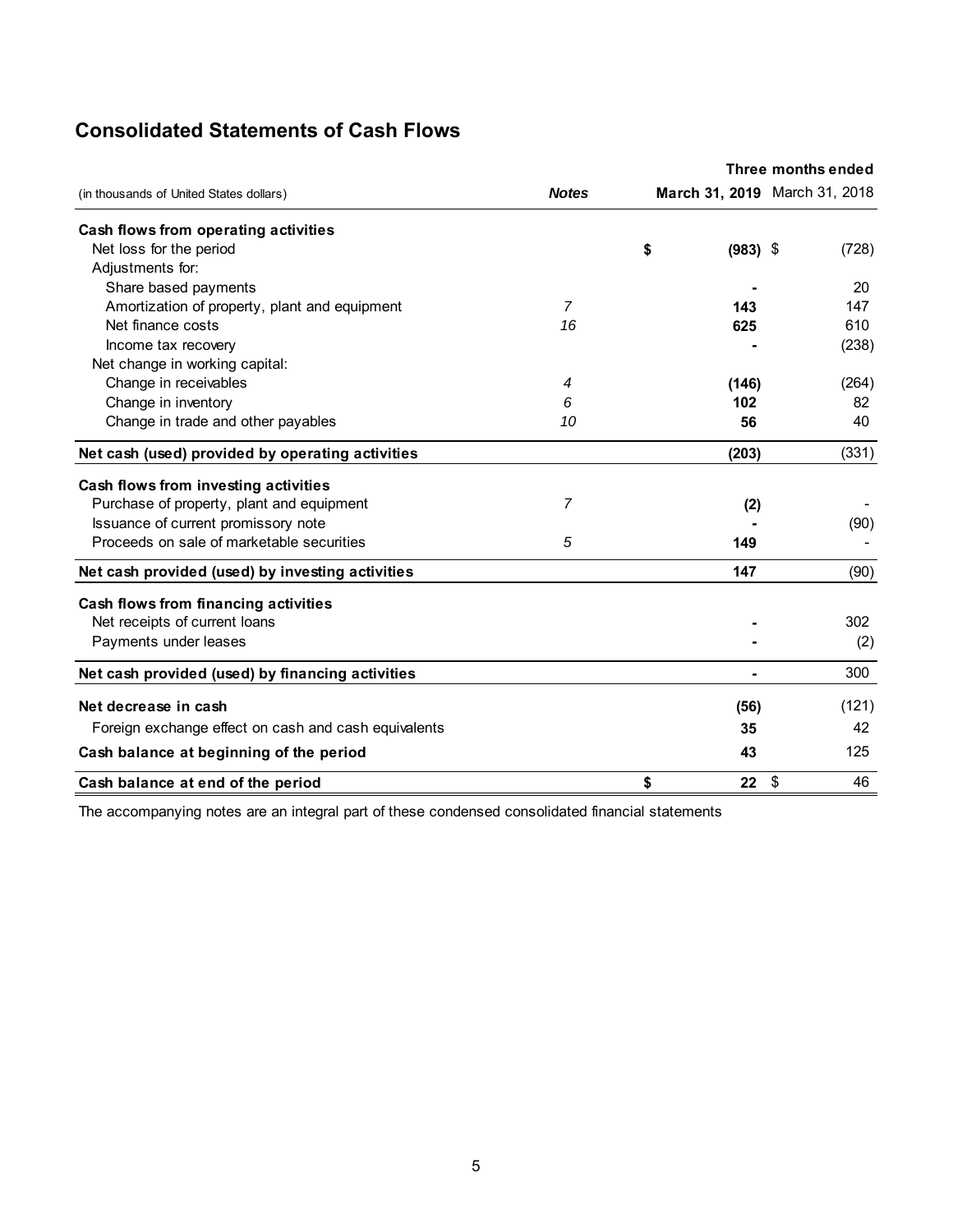## Consolidated Statements of Cash Flows

| (in thousands of United States dollars) | Notes | Three months ended March 31, 2019 | Three months ended March 31, 2018 |
|---|---|---|---|
| **Cash flows from operating activities** | | | |
| Net loss for the period | | **$ (983)** | $ (728) |
| Adjustments for: | | | |
| Share based payments | | **-** | 20 |
| Amortization of property, plant and equipment | *7* | **143** | 147 |
| Net finance costs | *16* | **625** | 610 |
| Income tax recovery | | **-** | (238) |
| Net change in working capital: | | | |
| Change in receivables | *4* | **(146)** | (264) |
| Change in inventory | *6* | **102** | 82 |
| Change in trade and other payables | *10* | **56** | 40 |
| **Net cash (used) provided by operating activities** | | **(203)** | (331) |
| **Cash flows from investing activities** | | | |
| Purchase of property, plant and equipment | *7* | **(2)** | - |
| Issuance of current promissory note | | **-** | (90) |
| Proceeds on sale of marketable securities | *5* | **149** | - |
| **Net cash provided (used) by investing activities** | | **147** | (90) |
| **Cash flows from financing activities** | | | |
| Net receipts of current loans | | **-** | 302 |
| Payments under leases | | **-** | (2) |
| **Net cash provided (used) by financing activities** | | **-** | 300 |
| **Net decrease in cash** | | **(56)** | (121) |
| Foreign exchange effect on cash and cash equivalents | | **35** | 42 |
| **Cash balance at beginning of the period** | | **43** | 125 |
| **Cash balance at end of the period** | | **$ 22** | $ 46 |

The accompanying notes are an integral part of these condensed consolidated financial statements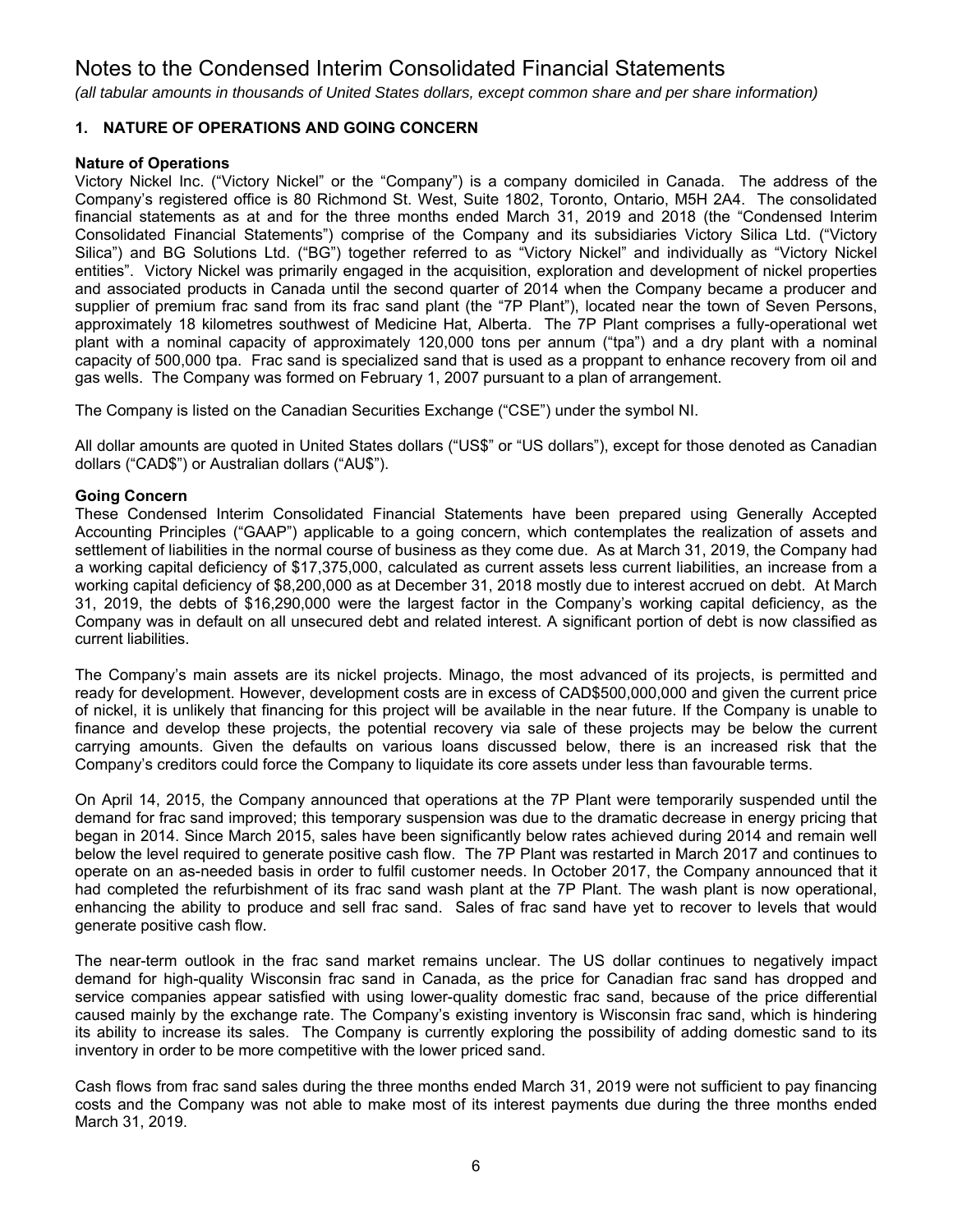# Notes to the Condensed Interim Consolidated Financial Statements

*(all tabular amounts in thousands of United States dollars, except common share and per share information)*

## 1. NATURE OF OPERATIONS AND GOING CONCERN

### Nature of Operations

Victory Nickel Inc. ("Victory Nickel" or the "Company") is a company domiciled in Canada. The address of the Company's registered office is 80 Richmond St. West, Suite 1802, Toronto, Ontario, M5H 2A4. The consolidated financial statements as at and for the three months ended March 31, 2019 and 2018 (the "Condensed Interim Consolidated Financial Statements") comprise of the Company and its subsidiaries Victory Silica Ltd. ("Victory Silica") and BG Solutions Ltd. ("BG") together referred to as "Victory Nickel" and individually as "Victory Nickel entities". Victory Nickel was primarily engaged in the acquisition, exploration and development of nickel properties and associated products in Canada until the second quarter of 2014 when the Company became a producer and supplier of premium frac sand from its frac sand plant (the "7P Plant"), located near the town of Seven Persons, approximately 18 kilometres southwest of Medicine Hat, Alberta. The 7P Plant comprises a fully-operational wet plant with a nominal capacity of approximately 120,000 tons per annum ("tpa") and a dry plant with a nominal capacity of 500,000 tpa. Frac sand is specialized sand that is used as a proppant to enhance recovery from oil and gas wells. The Company was formed on February 1, 2007 pursuant to a plan of arrangement.

The Company is listed on the Canadian Securities Exchange ("CSE") under the symbol NI.

All dollar amounts are quoted in United States dollars ("US$" or "US dollars"), except for those denoted as Canadian dollars ("CAD$") or Australian dollars ("AU$").

### Going Concern

These Condensed Interim Consolidated Financial Statements have been prepared using Generally Accepted Accounting Principles ("GAAP") applicable to a going concern, which contemplates the realization of assets and settlement of liabilities in the normal course of business as they come due. As at March 31, 2019, the Company had a working capital deficiency of $17,375,000, calculated as current assets less current liabilities, an increase from a working capital deficiency of $8,200,000 as at December 31, 2018 mostly due to interest accrued on debt. At March 31, 2019, the debts of $16,290,000 were the largest factor in the Company's working capital deficiency, as the Company was in default on all unsecured debt and related interest. A significant portion of debt is now classified as current liabilities.

The Company's main assets are its nickel projects. Minago, the most advanced of its projects, is permitted and ready for development. However, development costs are in excess of CAD$500,000,000 and given the current price of nickel, it is unlikely that financing for this project will be available in the near future. If the Company is unable to finance and develop these projects, the potential recovery via sale of these projects may be below the current carrying amounts. Given the defaults on various loans discussed below, there is an increased risk that the Company's creditors could force the Company to liquidate its core assets under less than favourable terms.

On April 14, 2015, the Company announced that operations at the 7P Plant were temporarily suspended until the demand for frac sand improved; this temporary suspension was due to the dramatic decrease in energy pricing that began in 2014. Since March 2015, sales have been significantly below rates achieved during 2014 and remain well below the level required to generate positive cash flow. The 7P Plant was restarted in March 2017 and continues to operate on an as-needed basis in order to fulfil customer needs. In October 2017, the Company announced that it had completed the refurbishment of its frac sand wash plant at the 7P Plant. The wash plant is now operational, enhancing the ability to produce and sell frac sand. Sales of frac sand have yet to recover to levels that would generate positive cash flow.

The near-term outlook in the frac sand market remains unclear. The US dollar continues to negatively impact demand for high-quality Wisconsin frac sand in Canada, as the price for Canadian frac sand has dropped and service companies appear satisfied with using lower-quality domestic frac sand, because of the price differential caused mainly by the exchange rate. The Company's existing inventory is Wisconsin frac sand, which is hindering its ability to increase its sales. The Company is currently exploring the possibility of adding domestic sand to its inventory in order to be more competitive with the lower priced sand.

Cash flows from frac sand sales during the three months ended March 31, 2019 were not sufficient to pay financing costs and the Company was not able to make most of its interest payments due during the three months ended March 31, 2019.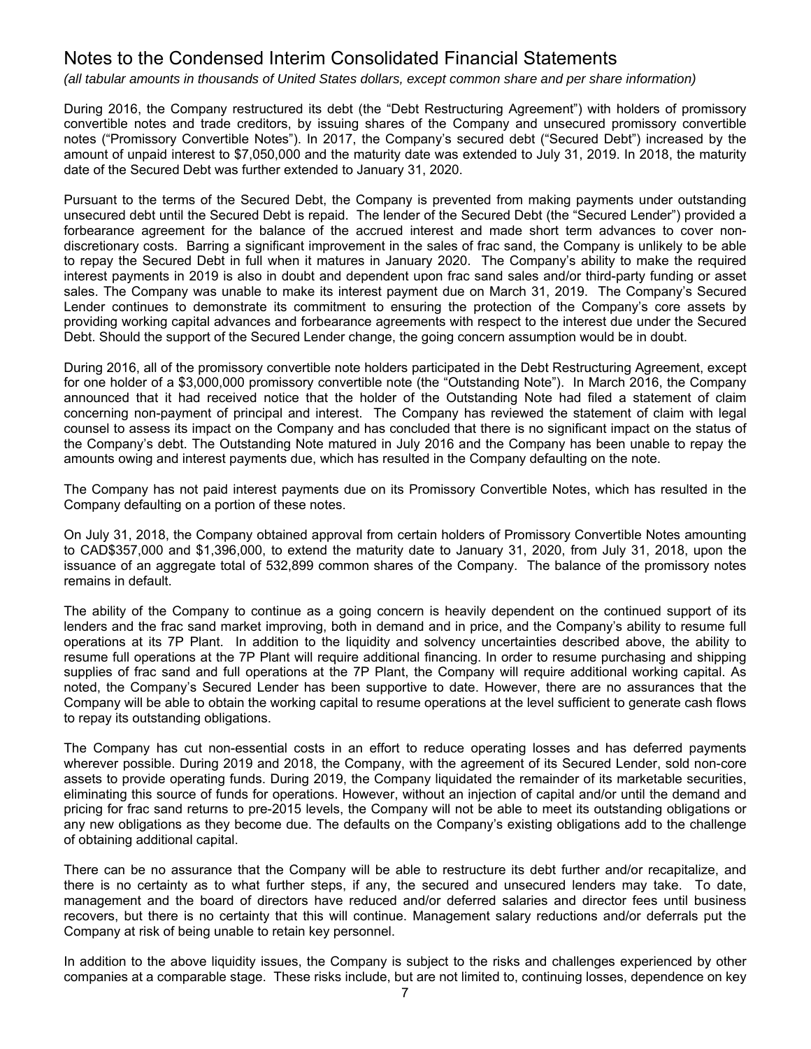During 2016, the Company restructured its debt (the "Debt Restructuring Agreement") with holders of promissory convertible notes and trade creditors, by issuing shares of the Company and unsecured promissory convertible notes ("Promissory Convertible Notes"). In 2017, the Company's secured debt ("Secured Debt") increased by the amount of unpaid interest to $7,050,000 and the maturity date was extended to July 31, 2019. In 2018, the maturity date of the Secured Debt was further extended to January 31, 2020.

Pursuant to the terms of the Secured Debt, the Company is prevented from making payments under outstanding unsecured debt until the Secured Debt is repaid. The lender of the Secured Debt (the "Secured Lender") provided a forbearance agreement for the balance of the accrued interest and made short term advances to cover non-discretionary costs. Barring a significant improvement in the sales of frac sand, the Company is unlikely to be able to repay the Secured Debt in full when it matures in January 2020. The Company's ability to make the required interest payments in 2019 is also in doubt and dependent upon frac sand sales and/or third-party funding or asset sales. The Company was unable to make its interest payment due on March 31, 2019. The Company's Secured Lender continues to demonstrate its commitment to ensuring the protection of the Company's core assets by providing working capital advances and forbearance agreements with respect to the interest due under the Secured Debt. Should the support of the Secured Lender change, the going concern assumption would be in doubt.

During 2016, all of the promissory convertible note holders participated in the Debt Restructuring Agreement, except for one holder of a $3,000,000 promissory convertible note (the "Outstanding Note"). In March 2016, the Company announced that it had received notice that the holder of the Outstanding Note had filed a statement of claim concerning non-payment of principal and interest. The Company has reviewed the statement of claim with legal counsel to assess its impact on the Company and has concluded that there is no significant impact on the status of the Company's debt. The Outstanding Note matured in July 2016 and the Company has been unable to repay the amounts owing and interest payments due, which has resulted in the Company defaulting on the note.

The Company has not paid interest payments due on its Promissory Convertible Notes, which has resulted in the Company defaulting on a portion of these notes.

On July 31, 2018, the Company obtained approval from certain holders of Promissory Convertible Notes amounting to CAD$357,000 and $1,396,000, to extend the maturity date to January 31, 2020, from July 31, 2018, upon the issuance of an aggregate total of 532,899 common shares of the Company. The balance of the promissory notes remains in default.

The ability of the Company to continue as a going concern is heavily dependent on the continued support of its lenders and the frac sand market improving, both in demand and in price, and the Company's ability to resume full operations at its 7P Plant. In addition to the liquidity and solvency uncertainties described above, the ability to resume full operations at the 7P Plant will require additional financing. In order to resume purchasing and shipping supplies of frac sand and full operations at the 7P Plant, the Company will require additional working capital. As noted, the Company's Secured Lender has been supportive to date. However, there are no assurances that the Company will be able to obtain the working capital to resume operations at the level sufficient to generate cash flows to repay its outstanding obligations.

The Company has cut non-essential costs in an effort to reduce operating losses and has deferred payments wherever possible. During 2019 and 2018, the Company, with the agreement of its Secured Lender, sold non-core assets to provide operating funds. During 2019, the Company liquidated the remainder of its marketable securities, eliminating this source of funds for operations. However, without an injection of capital and/or until the demand and pricing for frac sand returns to pre-2015 levels, the Company will not be able to meet its outstanding obligations or any new obligations as they become due. The defaults on the Company's existing obligations add to the challenge of obtaining additional capital.

There can be no assurance that the Company will be able to restructure its debt further and/or recapitalize, and there is no certainty as to what further steps, if any, the secured and unsecured lenders may take. To date, management and the board of directors have reduced and/or deferred salaries and director fees until business recovers, but there is no certainty that this will continue. Management salary reductions and/or deferrals put the Company at risk of being unable to retain key personnel.

In addition to the above liquidity issues, the Company is subject to the risks and challenges experienced by other companies at a comparable stage. These risks include, but are not limited to, continuing losses, dependence on key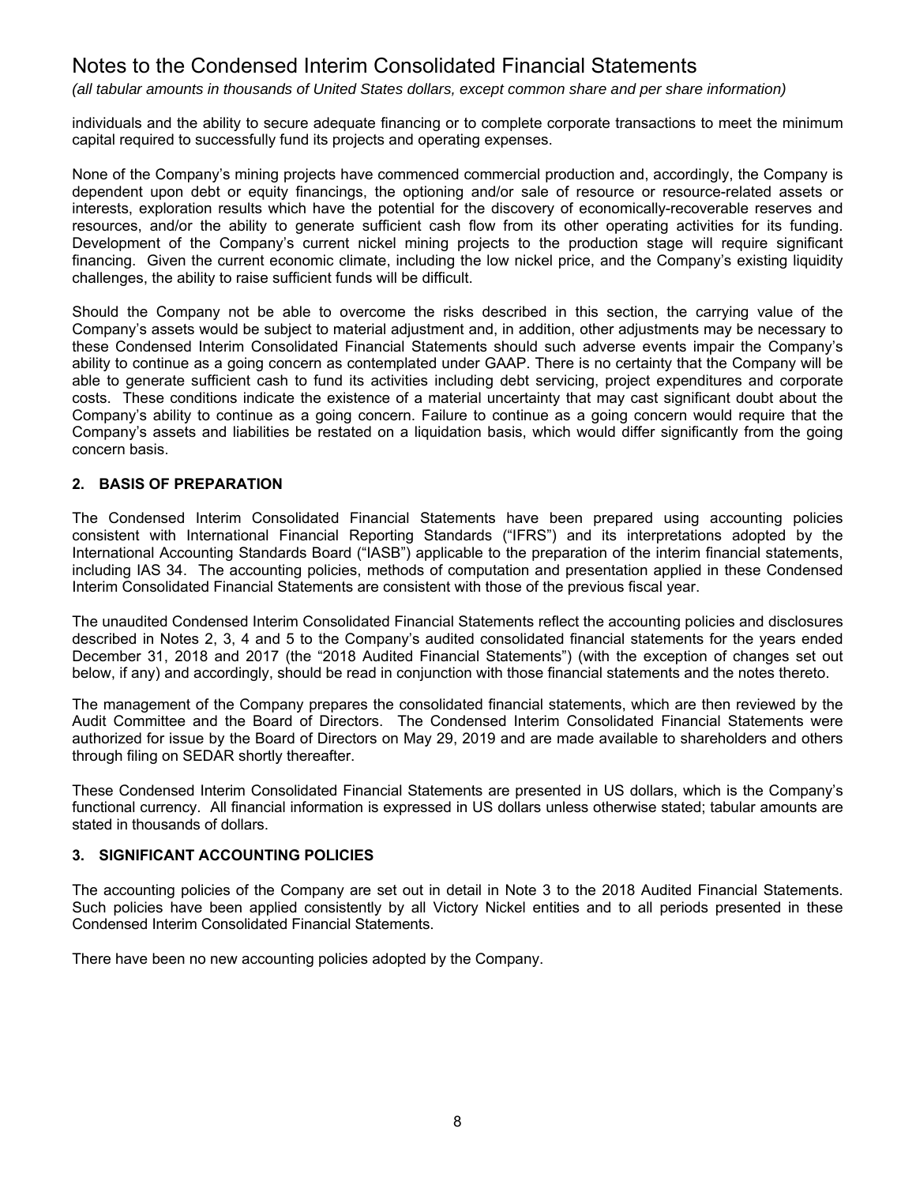individuals and the ability to secure adequate financing or to complete corporate transactions to meet the minimum capital required to successfully fund its projects and operating expenses.

None of the Company's mining projects have commenced commercial production and, accordingly, the Company is dependent upon debt or equity financings, the optioning and/or sale of resource or resource-related assets or interests, exploration results which have the potential for the discovery of economically-recoverable reserves and resources, and/or the ability to generate sufficient cash flow from its other operating activities for its funding. Development of the Company's current nickel mining projects to the production stage will require significant financing. Given the current economic climate, including the low nickel price, and the Company's existing liquidity challenges, the ability to raise sufficient funds will be difficult.

Should the Company not be able to overcome the risks described in this section, the carrying value of the Company's assets would be subject to material adjustment and, in addition, other adjustments may be necessary to these Condensed Interim Consolidated Financial Statements should such adverse events impair the Company's ability to continue as a going concern as contemplated under GAAP. There is no certainty that the Company will be able to generate sufficient cash to fund its activities including debt servicing, project expenditures and corporate costs. These conditions indicate the existence of a material uncertainty that may cast significant doubt about the Company's ability to continue as a going concern. Failure to continue as a going concern would require that the Company's assets and liabilities be restated on a liquidation basis, which would differ significantly from the going concern basis.

## 2. BASIS OF PREPARATION

The Condensed Interim Consolidated Financial Statements have been prepared using accounting policies consistent with International Financial Reporting Standards ("IFRS") and its interpretations adopted by the International Accounting Standards Board ("IASB") applicable to the preparation of the interim financial statements, including IAS 34. The accounting policies, methods of computation and presentation applied in these Condensed Interim Consolidated Financial Statements are consistent with those of the previous fiscal year.

The unaudited Condensed Interim Consolidated Financial Statements reflect the accounting policies and disclosures described in Notes 2, 3, 4 and 5 to the Company's audited consolidated financial statements for the years ended December 31, 2018 and 2017 (the "2018 Audited Financial Statements") (with the exception of changes set out below, if any) and accordingly, should be read in conjunction with those financial statements and the notes thereto.

The management of the Company prepares the consolidated financial statements, which are then reviewed by the Audit Committee and the Board of Directors. The Condensed Interim Consolidated Financial Statements were authorized for issue by the Board of Directors on May 29, 2019 and are made available to shareholders and others through filing on SEDAR shortly thereafter.

These Condensed Interim Consolidated Financial Statements are presented in US dollars, which is the Company's functional currency. All financial information is expressed in US dollars unless otherwise stated; tabular amounts are stated in thousands of dollars.

## 3. SIGNIFICANT ACCOUNTING POLICIES

The accounting policies of the Company are set out in detail in Note 3 to the 2018 Audited Financial Statements. Such policies have been applied consistently by all Victory Nickel entities and to all periods presented in these Condensed Interim Consolidated Financial Statements.

There have been no new accounting policies adopted by the Company.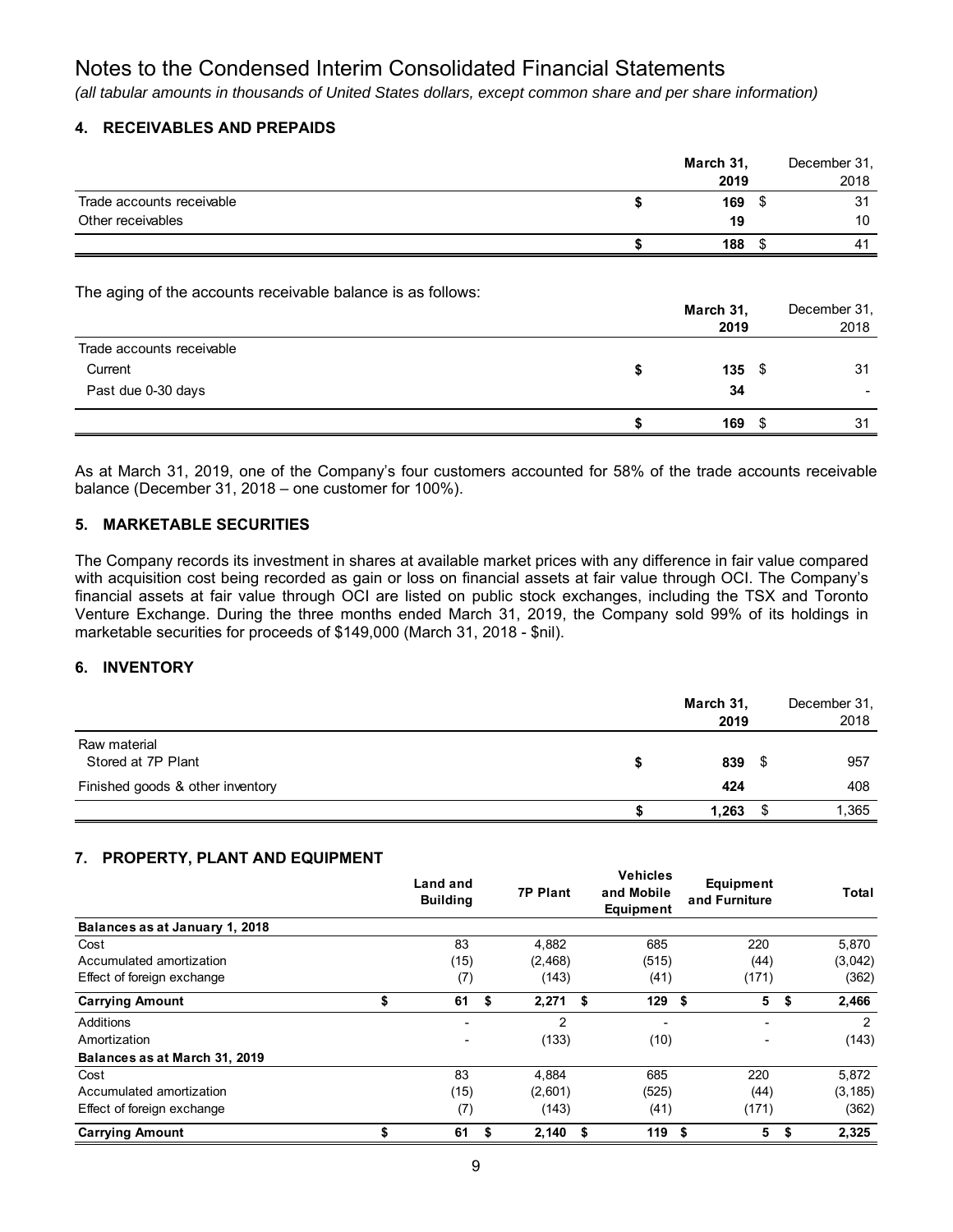# Notes to the Condensed Interim Consolidated Financial Statements

*(all tabular amounts in thousands of United States dollars, except common share and per share information)*

## 4. RECEIVABLES AND PREPAIDS

| | March 31, 2019 | December 31, 2018 |
|---|---|---|
| Trade accounts receivable | $ 169 | $ 31 |
| Other receivables | 19 | 10 |
| | $ 188 | $ 41 |

The aging of the accounts receivable balance is as follows:

| | March 31, 2019 | December 31, 2018 |
|---|---|---|
| Trade accounts receivable | | |
| Current | $ 135 | $ 31 |
| Past due 0-30 days | 34 | - |
| | $ 169 | $ 31 |

As at March 31, 2019, one of the Company's four customers accounted for 58% of the trade accounts receivable balance (December 31, 2018 – one customer for 100%).

## 5. MARKETABLE SECURITIES

The Company records its investment in shares at available market prices with any difference in fair value compared with acquisition cost being recorded as gain or loss on financial assets at fair value through OCI. The Company's financial assets at fair value through OCI are listed on public stock exchanges, including the TSX and Toronto Venture Exchange. During the three months ended March 31, 2019, the Company sold 99% of its holdings in marketable securities for proceeds of $149,000 (March 31, 2018 - $nil).

## 6. INVENTORY

| | March 31, 2019 | December 31, 2018 |
|---|---|---|
| Raw material<br>Stored at 7P Plant | $ 839 | $ 957 |
| Finished goods & other inventory | 424 | 408 |
| | $ 1,263 | $ 1,365 |

## 7. PROPERTY, PLANT AND EQUIPMENT

| | Land and Building | 7P Plant | Vehicles and Mobile Equipment | Equipment and Furniture | Total |
|---|---|---|---|---|---|
| **Balances as at January 1, 2018** | | | | | |
| Cost | 83 | 4,882 | 685 | 220 | 5,870 |
| Accumulated amortization | (15) | (2,468) | (515) | (44) | (3,042) |
| Effect of foreign exchange | (7) | (143) | (41) | (171) | (362) |
| **Carrying Amount** | $ 61 | $ 2,271 | $ 129 | $ 5 | $ 2,466 |
| Additions | - | 2 | - | - | 2 |
| Amortization | - | (133) | (10) | - | (143) |
| **Balances as at March 31, 2019** | | | | | |
| Cost | 83 | 4,884 | 685 | 220 | 5,872 |
| Accumulated amortization | (15) | (2,601) | (525) | (44) | (3,185) |
| Effect of foreign exchange | (7) | (143) | (41) | (171) | (362) |
| **Carrying Amount** | $ 61 | $ 2,140 | $ 119 | $ 5 | $ 2,325 |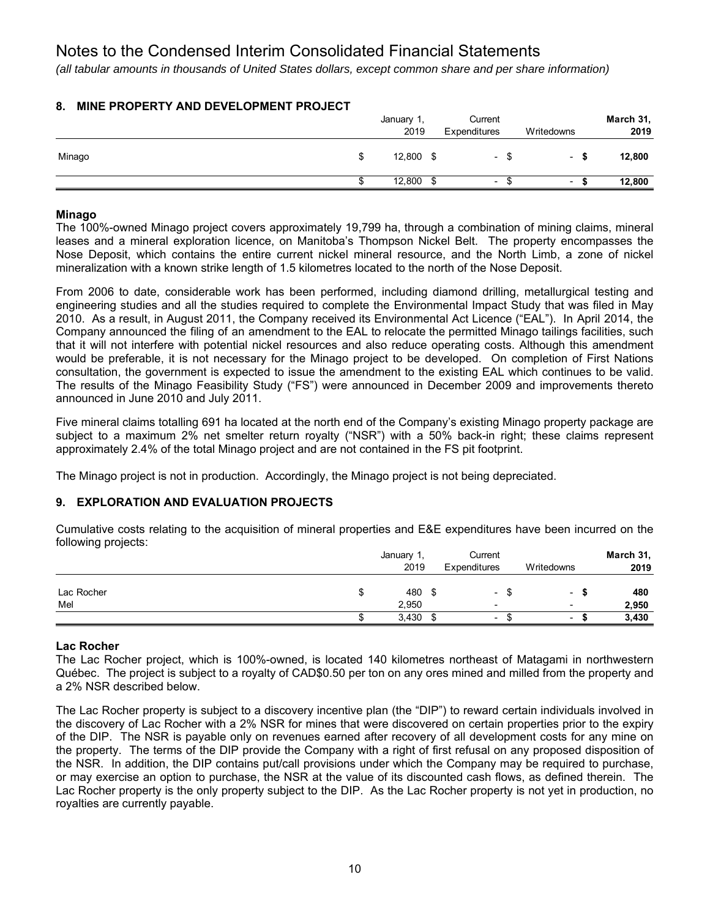# Notes to the Condensed Interim Consolidated Financial Statements

*(all tabular amounts in thousands of United States dollars, except common share and per share information)*

## 8. MINE PROPERTY AND DEVELOPMENT PROJECT

| | January 1, 2019 | Current Expenditures | Writedowns | **March 31, 2019** |
|---|---|---|---|---|
| Minago | $ 12,800 | $ - | $ - | **$ 12,800** |
| | $ 12,800 | $ - | $ - | **$ 12,800** |

### Minago

The 100%-owned Minago project covers approximately 19,799 ha, through a combination of mining claims, mineral leases and a mineral exploration licence, on Manitoba's Thompson Nickel Belt. The property encompasses the Nose Deposit, which contains the entire current nickel mineral resource, and the North Limb, a zone of nickel mineralization with a known strike length of 1.5 kilometres located to the north of the Nose Deposit.

From 2006 to date, considerable work has been performed, including diamond drilling, metallurgical testing and engineering studies and all the studies required to complete the Environmental Impact Study that was filed in May 2010. As a result, in August 2011, the Company received its Environmental Act Licence ("EAL"). In April 2014, the Company announced the filing of an amendment to the EAL to relocate the permitted Minago tailings facilities, such that it will not interfere with potential nickel resources and also reduce operating costs. Although this amendment would be preferable, it is not necessary for the Minago project to be developed. On completion of First Nations consultation, the government is expected to issue the amendment to the existing EAL which continues to be valid. The results of the Minago Feasibility Study ("FS") were announced in December 2009 and improvements thereto announced in June 2010 and July 2011.

Five mineral claims totalling 691 ha located at the north end of the Company's existing Minago property package are subject to a maximum 2% net smelter return royalty ("NSR") with a 50% back-in right; these claims represent approximately 2.4% of the total Minago project and are not contained in the FS pit footprint.

The Minago project is not in production. Accordingly, the Minago project is not being depreciated.

## 9. EXPLORATION AND EVALUATION PROJECTS

Cumulative costs relating to the acquisition of mineral properties and E&E expenditures have been incurred on the following projects:

| | January 1, 2019 | Current Expenditures | Writedowns | **March 31, 2019** |
|---|---|---|---|---|
| Lac Rocher | $ 480 | $ - | $ - | **$ 480** |
| Mel | 2,950 | - | - | **2,950** |
| | $ 3,430 | $ - | $ - | **$ 3,430** |

### Lac Rocher

The Lac Rocher project, which is 100%-owned, is located 140 kilometres northeast of Matagami in northwestern Québec. The project is subject to a royalty of CAD$0.50 per ton on any ores mined and milled from the property and a 2% NSR described below.

The Lac Rocher property is subject to a discovery incentive plan (the "DIP") to reward certain individuals involved in the discovery of Lac Rocher with a 2% NSR for mines that were discovered on certain properties prior to the expiry of the DIP. The NSR is payable only on revenues earned after recovery of all development costs for any mine on the property. The terms of the DIP provide the Company with a right of first refusal on any proposed disposition of the NSR. In addition, the DIP contains put/call provisions under which the Company may be required to purchase, or may exercise an option to purchase, the NSR at the value of its discounted cash flows, as defined therein. The Lac Rocher property is the only property subject to the DIP. As the Lac Rocher property is not yet in production, no royalties are currently payable.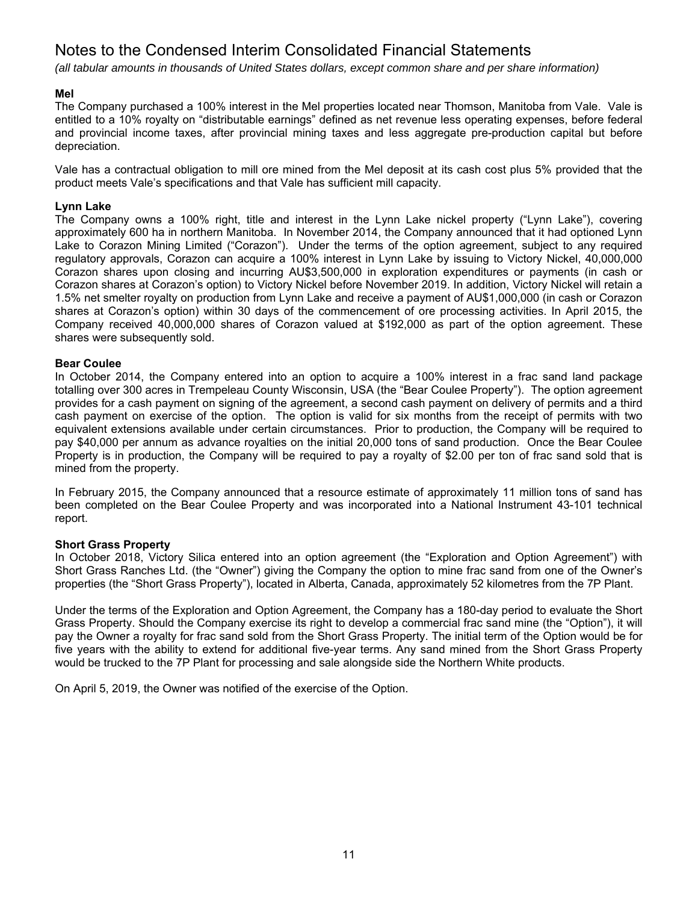# Notes to the Condensed Interim Consolidated Financial Statements

*(all tabular amounts in thousands of United States dollars, except common share and per share information)*

**Mel**

The Company purchased a 100% interest in the Mel properties located near Thomson, Manitoba from Vale. Vale is entitled to a 10% royalty on "distributable earnings" defined as net revenue less operating expenses, before federal and provincial income taxes, after provincial mining taxes and less aggregate pre-production capital but before depreciation.

Vale has a contractual obligation to mill ore mined from the Mel deposit at its cash cost plus 5% provided that the product meets Vale's specifications and that Vale has sufficient mill capacity.

**Lynn Lake**

The Company owns a 100% right, title and interest in the Lynn Lake nickel property ("Lynn Lake"), covering approximately 600 ha in northern Manitoba. In November 2014, the Company announced that it had optioned Lynn Lake to Corazon Mining Limited ("Corazon"). Under the terms of the option agreement, subject to any required regulatory approvals, Corazon can acquire a 100% interest in Lynn Lake by issuing to Victory Nickel, 40,000,000 Corazon shares upon closing and incurring AU$3,500,000 in exploration expenditures or payments (in cash or Corazon shares at Corazon's option) to Victory Nickel before November 2019. In addition, Victory Nickel will retain a 1.5% net smelter royalty on production from Lynn Lake and receive a payment of AU$1,000,000 (in cash or Corazon shares at Corazon's option) within 30 days of the commencement of ore processing activities. In April 2015, the Company received 40,000,000 shares of Corazon valued at $192,000 as part of the option agreement. These shares were subsequently sold.

**Bear Coulee**

In October 2014, the Company entered into an option to acquire a 100% interest in a frac sand land package totalling over 300 acres in Trempeleau County Wisconsin, USA (the "Bear Coulee Property"). The option agreement provides for a cash payment on signing of the agreement, a second cash payment on delivery of permits and a third cash payment on exercise of the option. The option is valid for six months from the receipt of permits with two equivalent extensions available under certain circumstances. Prior to production, the Company will be required to pay $40,000 per annum as advance royalties on the initial 20,000 tons of sand production. Once the Bear Coulee Property is in production, the Company will be required to pay a royalty of $2.00 per ton of frac sand sold that is mined from the property.

In February 2015, the Company announced that a resource estimate of approximately 11 million tons of sand has been completed on the Bear Coulee Property and was incorporated into a National Instrument 43-101 technical report.

**Short Grass Property**

In October 2018, Victory Silica entered into an option agreement (the "Exploration and Option Agreement") with Short Grass Ranches Ltd. (the "Owner") giving the Company the option to mine frac sand from one of the Owner's properties (the "Short Grass Property"), located in Alberta, Canada, approximately 52 kilometres from the 7P Plant.

Under the terms of the Exploration and Option Agreement, the Company has a 180-day period to evaluate the Short Grass Property. Should the Company exercise its right to develop a commercial frac sand mine (the "Option"), it will pay the Owner a royalty for frac sand sold from the Short Grass Property. The initial term of the Option would be for five years with the ability to extend for additional five-year terms. Any sand mined from the Short Grass Property would be trucked to the 7P Plant for processing and sale alongside side the Northern White products.

On April 5, 2019, the Owner was notified of the exercise of the Option.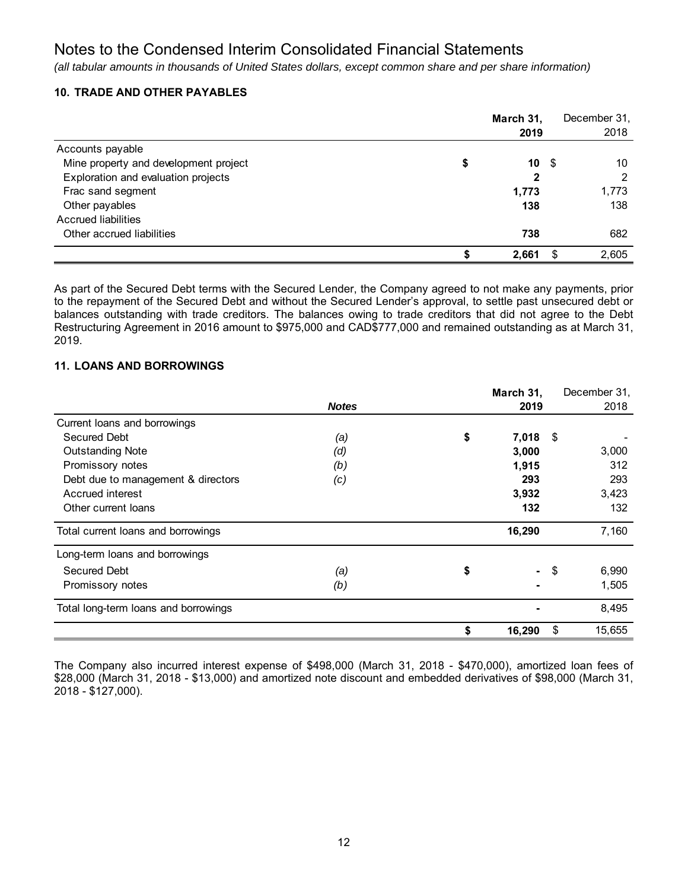# Notes to the Condensed Interim Consolidated Financial Statements

*(all tabular amounts in thousands of United States dollars, except common share and per share information)*

## 10. TRADE AND OTHER PAYABLES

| | **March 31, 2019** | December 31, 2018 |
|---|---|---|
| Accounts payable | | |
| Mine property and development project | **$ 10** | $ 10 |
| Exploration and evaluation projects | **2** | 2 |
| Frac sand segment | **1,773** | 1,773 |
| Other payables | **138** | 138 |
| Accrued liabilities | | |
| Other accrued liabilities | **738** | 682 |
| | **$ 2,661** | $ 2,605 |

As part of the Secured Debt terms with the Secured Lender, the Company agreed to not make any payments, prior to the repayment of the Secured Debt and without the Secured Lender's approval, to settle past unsecured debt or balances outstanding with trade creditors. The balances owing to trade creditors that did not agree to the Debt Restructuring Agreement in 2016 amount to $975,000 and CAD$777,000 and remained outstanding as at March 31, 2019.

## 11. LOANS AND BORROWINGS

| | ***Notes*** | **March 31, 2019** | December 31, 2018 |
|---|---|---|---|
| Current loans and borrowings | | | |
| Secured Debt | *(a)* | **$ 7,018** | $ - |
| Outstanding Note | *(d)* | **3,000** | 3,000 |
| Promissory notes | *(b)* | **1,915** | 312 |
| Debt due to management & directors | *(c)* | **293** | 293 |
| Accrued interest | | **3,932** | 3,423 |
| Other current loans | | **132** | 132 |
| Total current loans and borrowings | | **16,290** | 7,160 |
| Long-term loans and borrowings | | | |
| Secured Debt | *(a)* | **$ -** | $ 6,990 |
| Promissory notes | *(b)* | **-** | 1,505 |
| Total long-term loans and borrowings | | **-** | 8,495 |
| | | **$ 16,290** | $ 15,655 |

The Company also incurred interest expense of $498,000 (March 31, 2018 - $470,000), amortized loan fees of $28,000 (March 31, 2018 - $13,000) and amortized note discount and embedded derivatives of $98,000 (March 31, 2018 - $127,000).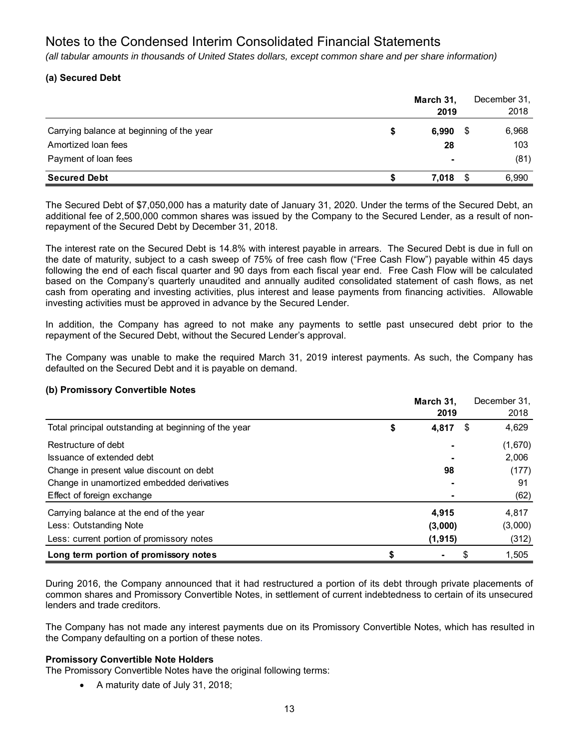# Notes to the Condensed Interim Consolidated Financial Statements

*(all tabular amounts in thousands of United States dollars, except common share and per share information)*

### (a) Secured Debt

| | March 31, 2019 | December 31, 2018 |
|---|---|---|
| Carrying balance at beginning of the year | $ 6,990 | $ 6,968 |
| Amortized loan fees | 28 | 103 |
| Payment of loan fees | - | (81) |
| **Secured Debt** | **$ 7,018** | $ 6,990 |

The Secured Debt of $7,050,000 has a maturity date of January 31, 2020. Under the terms of the Secured Debt, an additional fee of 2,500,000 common shares was issued by the Company to the Secured Lender, as a result of non-repayment of the Secured Debt by December 31, 2018.

The interest rate on the Secured Debt is 14.8% with interest payable in arrears. The Secured Debt is due in full on the date of maturity, subject to a cash sweep of 75% of free cash flow ("Free Cash Flow") payable within 45 days following the end of each fiscal quarter and 90 days from each fiscal year end. Free Cash Flow will be calculated based on the Company's quarterly unaudited and annually audited consolidated statement of cash flows, as net cash from operating and investing activities, plus interest and lease payments from financing activities. Allowable investing activities must be approved in advance by the Secured Lender.

In addition, the Company has agreed to not make any payments to settle past unsecured debt prior to the repayment of the Secured Debt, without the Secured Lender's approval.

The Company was unable to make the required March 31, 2019 interest payments. As such, the Company has defaulted on the Secured Debt and it is payable on demand.

### (b) Promissory Convertible Notes

| | March 31, 2019 | December 31, 2018 |
|---|---|---|
| Total principal outstanding at beginning of the year | $ 4,817 | $ 4,629 |
| Restructure of debt | - | (1,670) |
| Issuance of extended debt | - | 2,006 |
| Change in present value discount on debt | 98 | (177) |
| Change in unamortized embedded derivatives | - | 91 |
| Effect of foreign exchange | - | (62) |
| Carrying balance at the end of the year | 4,915 | 4,817 |
| Less: Outstanding Note | (3,000) | (3,000) |
| Less: current portion of promissory notes | (1,915) | (312) |
| **Long term portion of promissory notes** | **$ -** | $ 1,505 |

During 2016, the Company announced that it had restructured a portion of its debt through private placements of common shares and Promissory Convertible Notes, in settlement of current indebtedness to certain of its unsecured lenders and trade creditors.

The Company has not made any interest payments due on its Promissory Convertible Notes, which has resulted in the Company defaulting on a portion of these notes.

**Promissory Convertible Note Holders**

The Promissory Convertible Notes have the original following terms:

- A maturity date of July 31, 2018;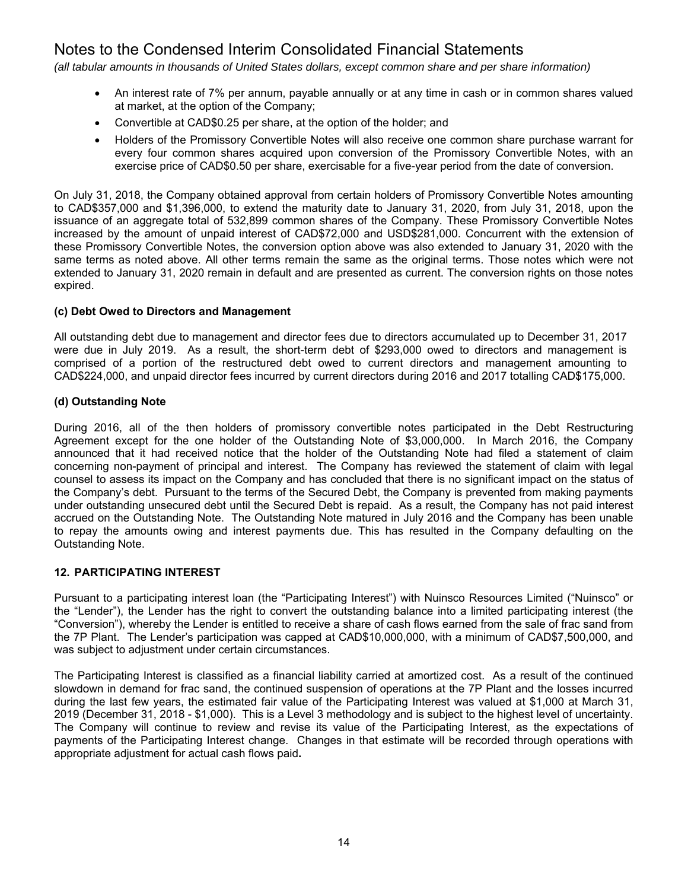- An interest rate of 7% per annum, payable annually or at any time in cash or in common shares valued at market, at the option of the Company;
- Convertible at CAD$0.25 per share, at the option of the holder; and
- Holders of the Promissory Convertible Notes will also receive one common share purchase warrant for every four common shares acquired upon conversion of the Promissory Convertible Notes, with an exercise price of CAD$0.50 per share, exercisable for a five-year period from the date of conversion.

On July 31, 2018, the Company obtained approval from certain holders of Promissory Convertible Notes amounting to CAD$357,000 and $1,396,000, to extend the maturity date to January 31, 2020, from July 31, 2018, upon the issuance of an aggregate total of 532,899 common shares of the Company. These Promissory Convertible Notes increased by the amount of unpaid interest of CAD$72,000 and USD$281,000. Concurrent with the extension of these Promissory Convertible Notes, the conversion option above was also extended to January 31, 2020 with the same terms as noted above. All other terms remain the same as the original terms. Those notes which were not extended to January 31, 2020 remain in default and are presented as current. The conversion rights on those notes expired.

### (c) Debt Owed to Directors and Management

All outstanding debt due to management and director fees due to directors accumulated up to December 31, 2017 were due in July 2019. As a result, the short-term debt of $293,000 owed to directors and management is comprised of a portion of the restructured debt owed to current directors and management amounting to CAD$224,000, and unpaid director fees incurred by current directors during 2016 and 2017 totalling CAD$175,000.

### (d) Outstanding Note

During 2016, all of the then holders of promissory convertible notes participated in the Debt Restructuring Agreement except for the one holder of the Outstanding Note of $3,000,000. In March 2016, the Company announced that it had received notice that the holder of the Outstanding Note had filed a statement of claim concerning non-payment of principal and interest. The Company has reviewed the statement of claim with legal counsel to assess its impact on the Company and has concluded that there is no significant impact on the status of the Company's debt. Pursuant to the terms of the Secured Debt, the Company is prevented from making payments under outstanding unsecured debt until the Secured Debt is repaid. As a result, the Company has not paid interest accrued on the Outstanding Note. The Outstanding Note matured in July 2016 and the Company has been unable to repay the amounts owing and interest payments due. This has resulted in the Company defaulting on the Outstanding Note.

## 12. PARTICIPATING INTEREST

Pursuant to a participating interest loan (the "Participating Interest") with Nuinsco Resources Limited ("Nuinsco" or the "Lender"), the Lender has the right to convert the outstanding balance into a limited participating interest (the "Conversion"), whereby the Lender is entitled to receive a share of cash flows earned from the sale of frac sand from the 7P Plant. The Lender's participation was capped at CAD$10,000,000, with a minimum of CAD$7,500,000, and was subject to adjustment under certain circumstances.

The Participating Interest is classified as a financial liability carried at amortized cost. As a result of the continued slowdown in demand for frac sand, the continued suspension of operations at the 7P Plant and the losses incurred during the last few years, the estimated fair value of the Participating Interest was valued at $1,000 at March 31, 2019 (December 31, 2018 - $1,000). This is a Level 3 methodology and is subject to the highest level of uncertainty. The Company will continue to review and revise its value of the Participating Interest, as the expectations of payments of the Participating Interest change. Changes in that estimate will be recorded through operations with appropriate adjustment for actual cash flows paid**.**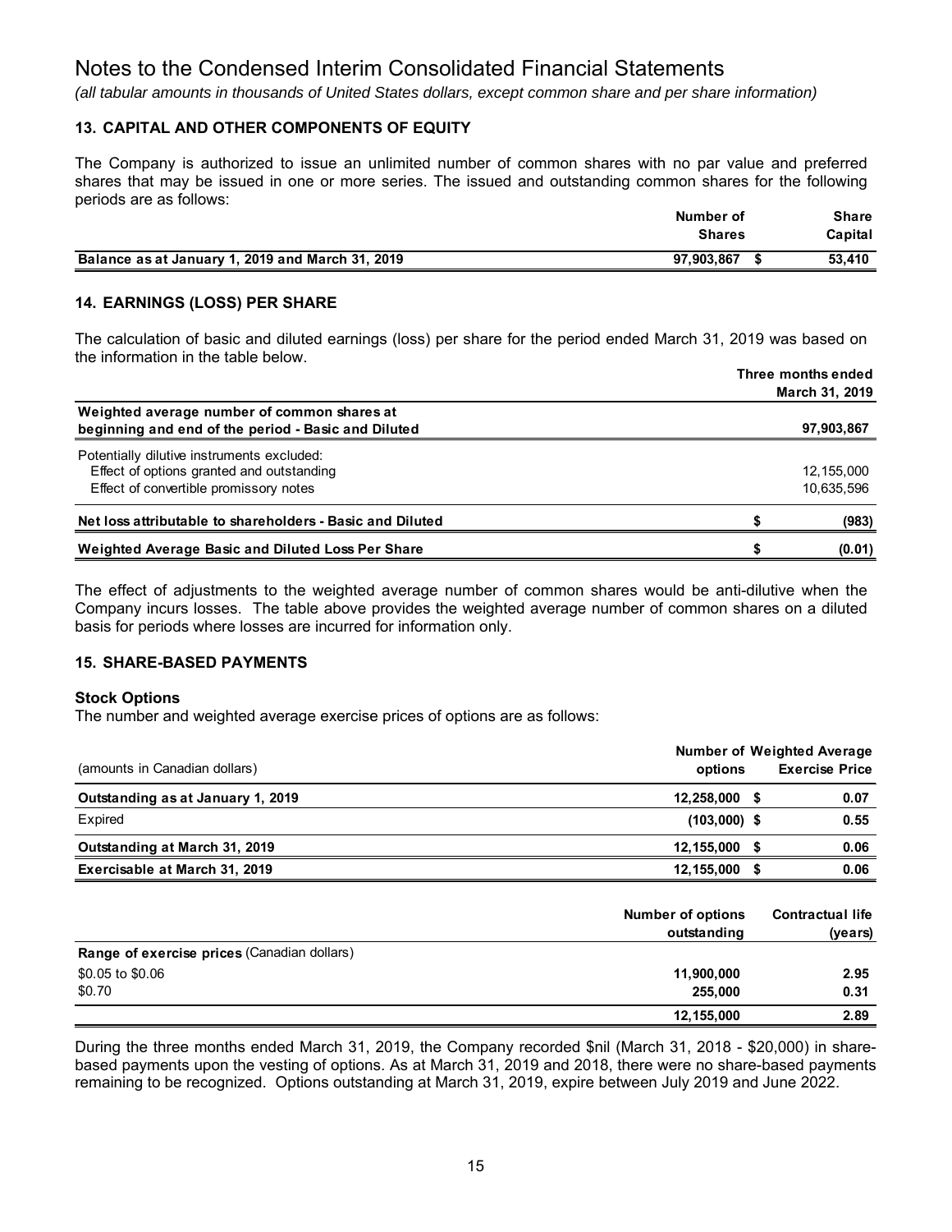# Notes to the Condensed Interim Consolidated Financial Statements

*(all tabular amounts in thousands of United States dollars, except common share and per share information)*

## 13. CAPITAL AND OTHER COMPONENTS OF EQUITY

The Company is authorized to issue an unlimited number of common shares with no par value and preferred shares that may be issued in one or more series. The issued and outstanding common shares for the following periods are as follows:

| | Number of Shares | | Share Capital |
|---|---|---|---|
| **Balance as at January 1, 2019 and March 31, 2019** | **97,903,867** | **$** | **53,410** |

## 14. EARNINGS (LOSS) PER SHARE

The calculation of basic and diluted earnings (loss) per share for the period ended March 31, 2019 was based on the information in the table below.

| | | Three months ended March 31, 2019 |
|---|---|---|
| **Weighted average number of common shares at beginning and end of the period - Basic and Diluted** | | **97,903,867** |
| Potentially dilutive instruments excluded: | | |
| Effect of options granted and outstanding | | 12,155,000 |
| Effect of convertible promissory notes | | 10,635,596 |
| **Net loss attributable to shareholders - Basic and Diluted** | **$** | **(983)** |
| **Weighted Average Basic and Diluted Loss Per Share** | **$** | **(0.01)** |

The effect of adjustments to the weighted average number of common shares would be anti-dilutive when the Company incurs losses. The table above provides the weighted average number of common shares on a diluted basis for periods where losses are incurred for information only.

## 15. SHARE-BASED PAYMENTS

### Stock Options

The number and weighted average exercise prices of options are as follows:

| (amounts in Canadian dollars) | Number of options | | Weighted Average Exercise Price |
|---|---|---|---|
| **Outstanding as at January 1, 2019** | **12,258,000** | **$** | **0.07** |
| Expired | **(103,000)** | **$** | **0.55** |
| **Outstanding at March 31, 2019** | **12,155,000** | **$** | **0.06** |
| **Exercisable at March 31, 2019** | **12,155,000** | **$** | **0.06** |

| | Number of options outstanding | Contractual life (years) |
|---|---|---|
| **Range of exercise prices** (Canadian dollars) | | |
| $0.05 to $0.06 | **11,900,000** | **2.95** |
| $0.70 | **255,000** | **0.31** |
| | **12,155,000** | **2.89** |

During the three months ended March 31, 2019, the Company recorded $nil (March 31, 2018 - $20,000) in share-based payments upon the vesting of options. As at March 31, 2019 and 2018, there were no share-based payments remaining to be recognized. Options outstanding at March 31, 2019, expire between July 2019 and June 2022.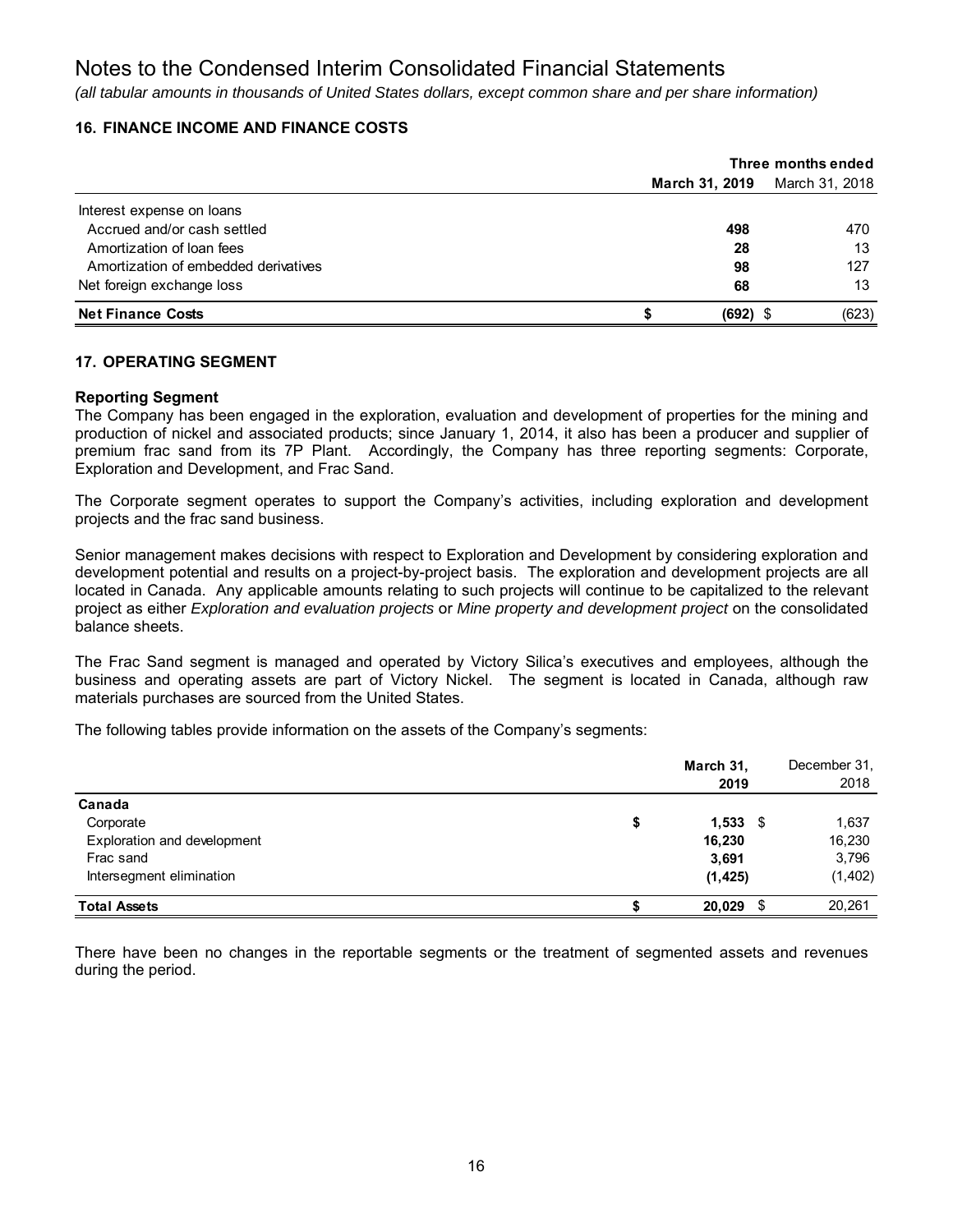# Notes to the Condensed Interim Consolidated Financial Statements

*(all tabular amounts in thousands of United States dollars, except common share and per share information)*

## 16. FINANCE INCOME AND FINANCE COSTS

| | Three months ended | |
|---|---|---|
| | **March 31, 2019** | March 31, 2018 |
| Interest expense on loans | | |
| Accrued and/or cash settled | **498** | 470 |
| Amortization of loan fees | **28** | 13 |
| Amortization of embedded derivatives | **98** | 127 |
| Net foreign exchange loss | **68** | 13 |
| **Net Finance Costs** | **$ (692)** | $ (623) |

## 17. OPERATING SEGMENT

**Reporting Segment**

The Company has been engaged in the exploration, evaluation and development of properties for the mining and production of nickel and associated products; since January 1, 2014, it also has been a producer and supplier of premium frac sand from its 7P Plant. Accordingly, the Company has three reporting segments: Corporate, Exploration and Development, and Frac Sand.

The Corporate segment operates to support the Company's activities, including exploration and development projects and the frac sand business.

Senior management makes decisions with respect to Exploration and Development by considering exploration and development potential and results on a project-by-project basis. The exploration and development projects are all located in Canada. Any applicable amounts relating to such projects will continue to be capitalized to the relevant project as either *Exploration and evaluation projects* or *Mine property and development project* on the consolidated balance sheets.

The Frac Sand segment is managed and operated by Victory Silica's executives and employees, although the business and operating assets are part of Victory Nickel. The segment is located in Canada, although raw materials purchases are sourced from the United States.

The following tables provide information on the assets of the Company's segments:

| | **March 31, 2019** | December 31, 2018 |
|---|---|---|
| **Canada** | | |
| Corporate | **$ 1,533** | $ 1,637 |
| Exploration and development | **16,230** | 16,230 |
| Frac sand | **3,691** | 3,796 |
| Intersegment elimination | **(1,425)** | (1,402) |
| **Total Assets** | **$ 20,029** | $ 20,261 |

There have been no changes in the reportable segments or the treatment of segmented assets and revenues during the period.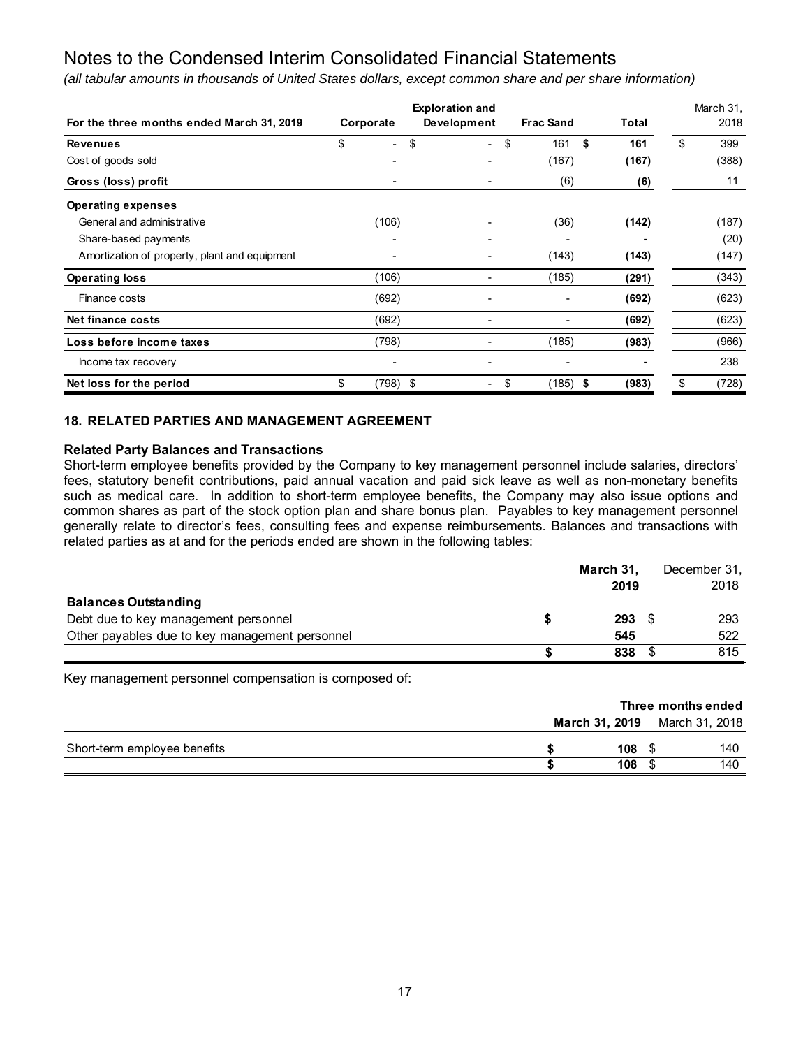# Notes to the Condensed Interim Consolidated Financial Statements

*(all tabular amounts in thousands of United States dollars, except common share and per share information)*

| For the three months ended March 31, 2019 | Corporate | Exploration and Development | Frac Sand | Total | March 31, 2018 |
|---|---|---|---|---|---|
| **Revenues** | $ - | $ - | $ 161 | **$ 161** | $ 399 |
| Cost of goods sold | - | - | (167) | **(167)** | (388) |
| **Gross (loss) profit** | - | - | (6) | **(6)** | 11 |
| **Operating expenses** | | | | | |
| General and administrative | (106) | - | (36) | **(142)** | (187) |
| Share-based payments | - | - | - | **-** | (20) |
| Amortization of property, plant and equipment | - | - | (143) | **(143)** | (147) |
| **Operating loss** | (106) | - | (185) | **(291)** | (343) |
| Finance costs | (692) | - | - | **(692)** | (623) |
| **Net finance costs** | (692) | - | - | **(692)** | (623) |
| **Loss before income taxes** | (798) | - | (185) | **(983)** | (966) |
| Income tax recovery | - | - | - | **-** | 238 |
| **Net loss for the period** | $ (798) | $ - | $ (185) | **$ (983)** | $ (728) |

## 18. RELATED PARTIES AND MANAGEMENT AGREEMENT

### Related Party Balances and Transactions

Short-term employee benefits provided by the Company to key management personnel include salaries, directors' fees, statutory benefit contributions, paid annual vacation and paid sick leave as well as non-monetary benefits such as medical care. In addition to short-term employee benefits, the Company may also issue options and common shares as part of the stock option plan and share bonus plan. Payables to key management personnel generally relate to director's fees, consulting fees and expense reimbursements. Balances and transactions with related parties as at and for the periods ended are shown in the following tables:

| | **March 31, 2019** | December 31, 2018 |
|---|---|---|
| **Balances Outstanding** | | |
| Debt due to key management personnel | **$ 293** | $ 293 |
| Other payables due to key management personnel | **545** | 522 |
| | **$ 838** | $ 815 |

Key management personnel compensation is composed of:

| | **Three months ended** | |
|---|---|---|
| | **March 31, 2019** | March 31, 2018 |
| Short-term employee benefits | **$ 108** | $ 140 |
| | **$ 108** | $ 140 |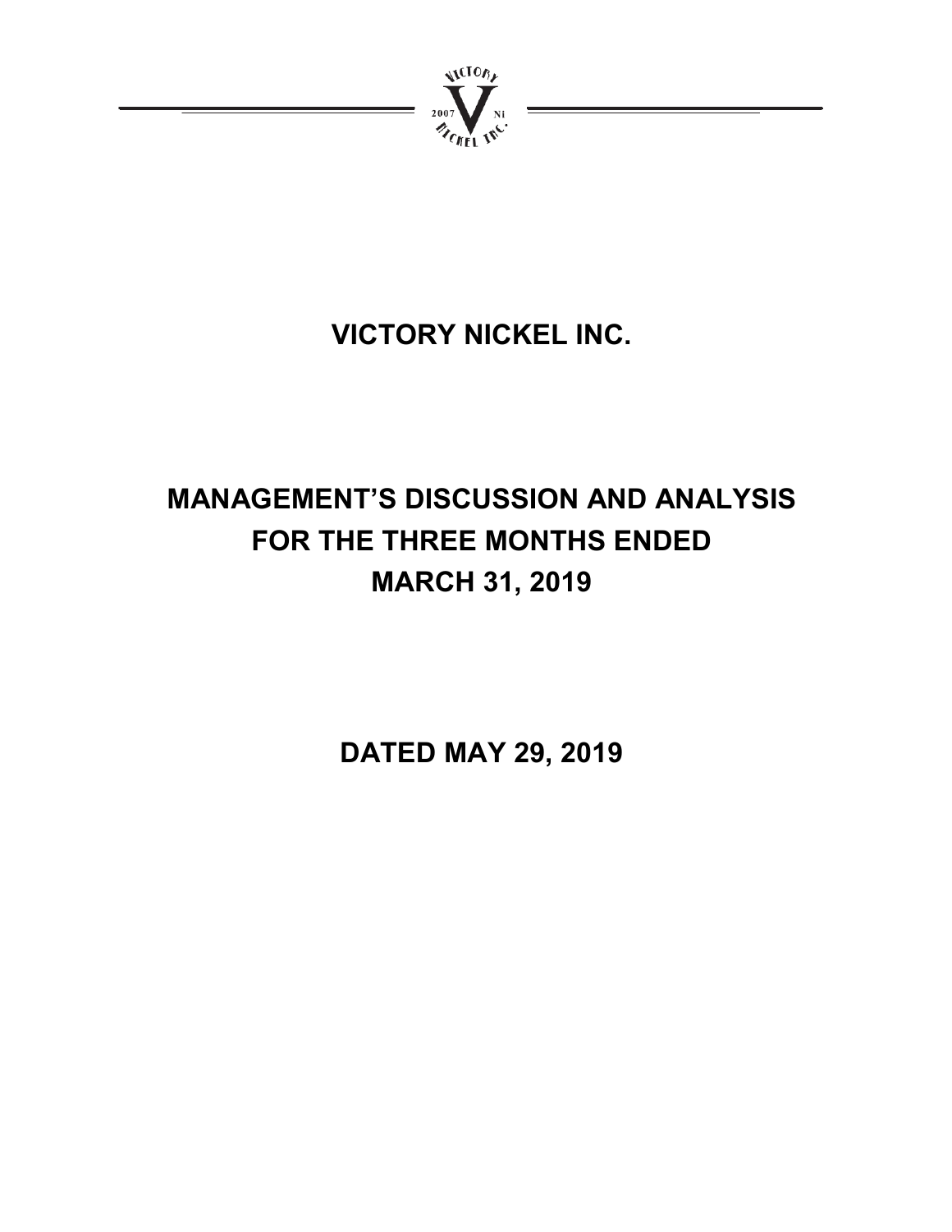# VICTORY NICKEL INC.

# MANAGEMENT'S DISCUSSION AND ANALYSIS FOR THE THREE MONTHS ENDED MARCH 31, 2019

## DATED MAY 29, 2019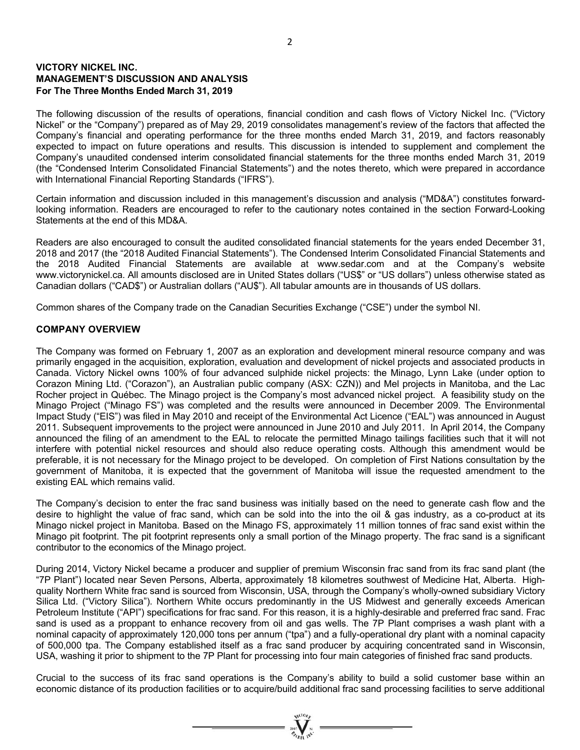**VICTORY NICKEL INC.**
**MANAGEMENT'S DISCUSSION AND ANALYSIS**
**For The Three Months Ended March 31, 2019**

The following discussion of the results of operations, financial condition and cash flows of Victory Nickel Inc. ("Victory Nickel" or the "Company") prepared as of May 29, 2019 consolidates management's review of the factors that affected the Company's financial and operating performance for the three months ended March 31, 2019, and factors reasonably expected to impact on future operations and results. This discussion is intended to supplement and complement the Company's unaudited condensed interim consolidated financial statements for the three months ended March 31, 2019 (the "Condensed Interim Consolidated Financial Statements") and the notes thereto, which were prepared in accordance with International Financial Reporting Standards ("IFRS").

Certain information and discussion included in this management's discussion and analysis ("MD&A") constitutes forward-looking information. Readers are encouraged to refer to the cautionary notes contained in the section Forward-Looking Statements at the end of this MD&A.

Readers are also encouraged to consult the audited consolidated financial statements for the years ended December 31, 2018 and 2017 (the "2018 Audited Financial Statements"). The Condensed Interim Consolidated Financial Statements and the 2018 Audited Financial Statements are available at www.sedar.com and at the Company's website www.victorynickel.ca. All amounts disclosed are in United States dollars ("US$" or "US dollars") unless otherwise stated as Canadian dollars ("CAD$") or Australian dollars ("AU$"). All tabular amounts are in thousands of US dollars.

Common shares of the Company trade on the Canadian Securities Exchange ("CSE") under the symbol NI.

## COMPANY OVERVIEW

The Company was formed on February 1, 2007 as an exploration and development mineral resource company and was primarily engaged in the acquisition, exploration, evaluation and development of nickel projects and associated products in Canada. Victory Nickel owns 100% of four advanced sulphide nickel projects: the Minago, Lynn Lake (under option to Corazon Mining Ltd. ("Corazon"), an Australian public company (ASX: CZN)) and Mel projects in Manitoba, and the Lac Rocher project in Québec. The Minago project is the Company's most advanced nickel project. A feasibility study on the Minago Project ("Minago FS") was completed and the results were announced in December 2009. The Environmental Impact Study ("EIS") was filed in May 2010 and receipt of the Environmental Act Licence ("EAL") was announced in August 2011. Subsequent improvements to the project were announced in June 2010 and July 2011. In April 2014, the Company announced the filing of an amendment to the EAL to relocate the permitted Minago tailings facilities such that it will not interfere with potential nickel resources and should also reduce operating costs. Although this amendment would be preferable, it is not necessary for the Minago project to be developed. On completion of First Nations consultation by the government of Manitoba, it is expected that the government of Manitoba will issue the requested amendment to the existing EAL which remains valid.

The Company's decision to enter the frac sand business was initially based on the need to generate cash flow and the desire to highlight the value of frac sand, which can be sold into the into the oil & gas industry, as a co-product at its Minago nickel project in Manitoba. Based on the Minago FS, approximately 11 million tonnes of frac sand exist within the Minago pit footprint. The pit footprint represents only a small portion of the Minago property. The frac sand is a significant contributor to the economics of the Minago project.

During 2014, Victory Nickel became a producer and supplier of premium Wisconsin frac sand from its frac sand plant (the "7P Plant") located near Seven Persons, Alberta, approximately 18 kilometres southwest of Medicine Hat, Alberta. High-quality Northern White frac sand is sourced from Wisconsin, USA, through the Company's wholly-owned subsidiary Victory Silica Ltd. ("Victory Silica"). Northern White occurs predominantly in the US Midwest and generally exceeds American Petroleum Institute ("API") specifications for frac sand. For this reason, it is a highly-desirable and preferred frac sand. Frac sand is used as a proppant to enhance recovery from oil and gas wells. The 7P Plant comprises a wash plant with a nominal capacity of approximately 120,000 tons per annum ("tpa") and a fully-operational dry plant with a nominal capacity of 500,000 tpa. The Company established itself as a frac sand producer by acquiring concentrated sand in Wisconsin, USA, washing it prior to shipment to the 7P Plant for processing into four main categories of finished frac sand products.

Crucial to the success of its frac sand operations is the Company's ability to build a solid customer base within an economic distance of its production facilities or to acquire/build additional frac sand processing facilities to serve additional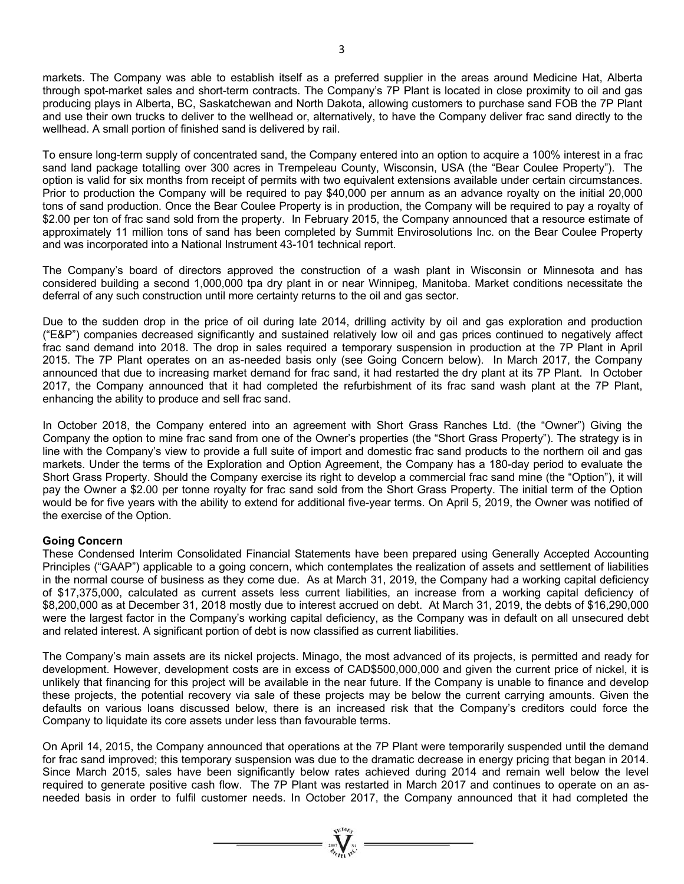markets. The Company was able to establish itself as a preferred supplier in the areas around Medicine Hat, Alberta through spot-market sales and short-term contracts. The Company's 7P Plant is located in close proximity to oil and gas producing plays in Alberta, BC, Saskatchewan and North Dakota, allowing customers to purchase sand FOB the 7P Plant and use their own trucks to deliver to the wellhead or, alternatively, to have the Company deliver frac sand directly to the wellhead. A small portion of finished sand is delivered by rail.

To ensure long-term supply of concentrated sand, the Company entered into an option to acquire a 100% interest in a frac sand land package totalling over 300 acres in Trempeleau County, Wisconsin, USA (the "Bear Coulee Property"). The option is valid for six months from receipt of permits with two equivalent extensions available under certain circumstances. Prior to production the Company will be required to pay $40,000 per annum as an advance royalty on the initial 20,000 tons of sand production. Once the Bear Coulee Property is in production, the Company will be required to pay a royalty of $2.00 per ton of frac sand sold from the property. In February 2015, the Company announced that a resource estimate of approximately 11 million tons of sand has been completed by Summit Envirosolutions Inc. on the Bear Coulee Property and was incorporated into a National Instrument 43-101 technical report.

The Company's board of directors approved the construction of a wash plant in Wisconsin or Minnesota and has considered building a second 1,000,000 tpa dry plant in or near Winnipeg, Manitoba. Market conditions necessitate the deferral of any such construction until more certainty returns to the oil and gas sector.

Due to the sudden drop in the price of oil during late 2014, drilling activity by oil and gas exploration and production ("E&P") companies decreased significantly and sustained relatively low oil and gas prices continued to negatively affect frac sand demand into 2018. The drop in sales required a temporary suspension in production at the 7P Plant in April 2015. The 7P Plant operates on an as-needed basis only (see Going Concern below). In March 2017, the Company announced that due to increasing market demand for frac sand, it had restarted the dry plant at its 7P Plant. In October 2017, the Company announced that it had completed the refurbishment of its frac sand wash plant at the 7P Plant, enhancing the ability to produce and sell frac sand.

In October 2018, the Company entered into an agreement with Short Grass Ranches Ltd. (the "Owner") Giving the Company the option to mine frac sand from one of the Owner's properties (the "Short Grass Property"). The strategy is in line with the Company's view to provide a full suite of import and domestic frac sand products to the northern oil and gas markets. Under the terms of the Exploration and Option Agreement, the Company has a 180-day period to evaluate the Short Grass Property. Should the Company exercise its right to develop a commercial frac sand mine (the "Option"), it will pay the Owner a $2.00 per tonne royalty for frac sand sold from the Short Grass Property. The initial term of the Option would be for five years with the ability to extend for additional five-year terms. On April 5, 2019, the Owner was notified of the exercise of the Option.

**Going Concern**

These Condensed Interim Consolidated Financial Statements have been prepared using Generally Accepted Accounting Principles ("GAAP") applicable to a going concern, which contemplates the realization of assets and settlement of liabilities in the normal course of business as they come due. As at March 31, 2019, the Company had a working capital deficiency of $17,375,000, calculated as current assets less current liabilities, an increase from a working capital deficiency of $8,200,000 as at December 31, 2018 mostly due to interest accrued on debt. At March 31, 2019, the debts of $16,290,000 were the largest factor in the Company's working capital deficiency, as the Company was in default on all unsecured debt and related interest. A significant portion of debt is now classified as current liabilities.

The Company's main assets are its nickel projects. Minago, the most advanced of its projects, is permitted and ready for development. However, development costs are in excess of CAD$500,000,000 and given the current price of nickel, it is unlikely that financing for this project will be available in the near future. If the Company is unable to finance and develop these projects, the potential recovery via sale of these projects may be below the current carrying amounts. Given the defaults on various loans discussed below, there is an increased risk that the Company's creditors could force the Company to liquidate its core assets under less than favourable terms.

On April 14, 2015, the Company announced that operations at the 7P Plant were temporarily suspended until the demand for frac sand improved; this temporary suspension was due to the dramatic decrease in energy pricing that began in 2014. Since March 2015, sales have been significantly below rates achieved during 2014 and remain well below the level required to generate positive cash flow. The 7P Plant was restarted in March 2017 and continues to operate on an as-needed basis in order to fulfil customer needs. In October 2017, the Company announced that it had completed the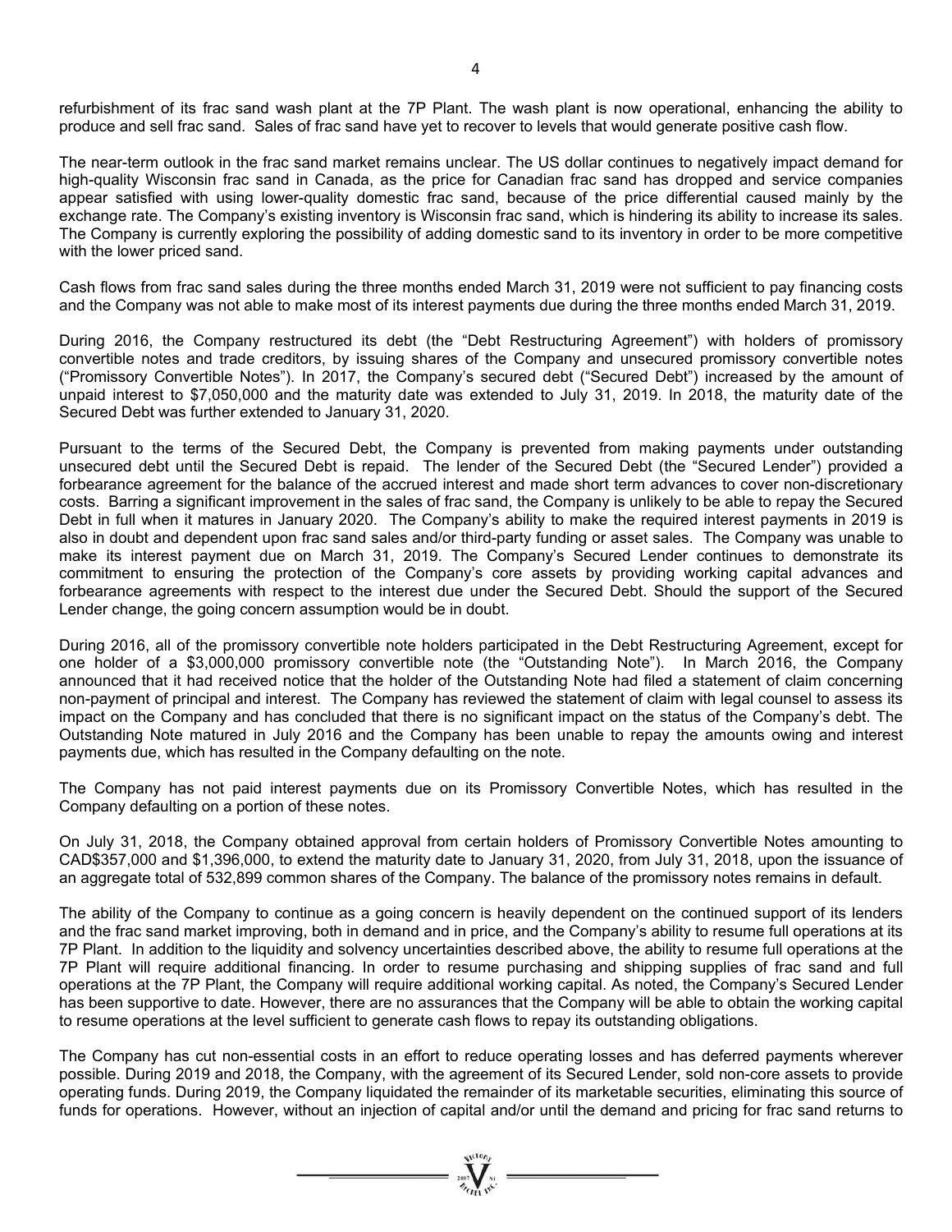refurbishment of its frac sand wash plant at the 7P Plant. The wash plant is now operational, enhancing the ability to produce and sell frac sand. Sales of frac sand have yet to recover to levels that would generate positive cash flow.

The near-term outlook in the frac sand market remains unclear. The US dollar continues to negatively impact demand for high-quality Wisconsin frac sand in Canada, as the price for Canadian frac sand has dropped and service companies appear satisfied with using lower-quality domestic frac sand, because of the price differential caused mainly by the exchange rate. The Company's existing inventory is Wisconsin frac sand, which is hindering its ability to increase its sales. The Company is currently exploring the possibility of adding domestic sand to its inventory in order to be more competitive with the lower priced sand.

Cash flows from frac sand sales during the three months ended March 31, 2019 were not sufficient to pay financing costs and the Company was not able to make most of its interest payments due during the three months ended March 31, 2019.

During 2016, the Company restructured its debt (the "Debt Restructuring Agreement") with holders of promissory convertible notes and trade creditors, by issuing shares of the Company and unsecured promissory convertible notes ("Promissory Convertible Notes"). In 2017, the Company's secured debt ("Secured Debt") increased by the amount of unpaid interest to $7,050,000 and the maturity date was extended to July 31, 2019. In 2018, the maturity date of the Secured Debt was further extended to January 31, 2020.

Pursuant to the terms of the Secured Debt, the Company is prevented from making payments under outstanding unsecured debt until the Secured Debt is repaid. The lender of the Secured Debt (the "Secured Lender") provided a forbearance agreement for the balance of the accrued interest and made short term advances to cover non-discretionary costs. Barring a significant improvement in the sales of frac sand, the Company is unlikely to be able to repay the Secured Debt in full when it matures in January 2020. The Company's ability to make the required interest payments in 2019 is also in doubt and dependent upon frac sand sales and/or third-party funding or asset sales. The Company was unable to make its interest payment due on March 31, 2019. The Company's Secured Lender continues to demonstrate its commitment to ensuring the protection of the Company's core assets by providing working capital advances and forbearance agreements with respect to the interest due under the Secured Debt. Should the support of the Secured Lender change, the going concern assumption would be in doubt.

During 2016, all of the promissory convertible note holders participated in the Debt Restructuring Agreement, except for one holder of a $3,000,000 promissory convertible note (the "Outstanding Note"). In March 2016, the Company announced that it had received notice that the holder of the Outstanding Note had filed a statement of claim concerning non-payment of principal and interest. The Company has reviewed the statement of claim with legal counsel to assess its impact on the Company and has concluded that there is no significant impact on the status of the Company's debt. The Outstanding Note matured in July 2016 and the Company has been unable to repay the amounts owing and interest payments due, which has resulted in the Company defaulting on the note.

The Company has not paid interest payments due on its Promissory Convertible Notes, which has resulted in the Company defaulting on a portion of these notes.

On July 31, 2018, the Company obtained approval from certain holders of Promissory Convertible Notes amounting to CAD$357,000 and $1,396,000, to extend the maturity date to January 31, 2020, from July 31, 2018, upon the issuance of an aggregate total of 532,899 common shares of the Company. The balance of the promissory notes remains in default.

The ability of the Company to continue as a going concern is heavily dependent on the continued support of its lenders and the frac sand market improving, both in demand and in price, and the Company's ability to resume full operations at its 7P Plant. In addition to the liquidity and solvency uncertainties described above, the ability to resume full operations at the 7P Plant will require additional financing. In order to resume purchasing and shipping supplies of frac sand and full operations at the 7P Plant, the Company will require additional working capital. As noted, the Company's Secured Lender has been supportive to date. However, there are no assurances that the Company will be able to obtain the working capital to resume operations at the level sufficient to generate cash flows to repay its outstanding obligations.

The Company has cut non-essential costs in an effort to reduce operating losses and has deferred payments wherever possible. During 2019 and 2018, the Company, with the agreement of its Secured Lender, sold non-core assets to provide operating funds. During 2019, the Company liquidated the remainder of its marketable securities, eliminating this source of funds for operations. However, without an injection of capital and/or until the demand and pricing for frac sand returns to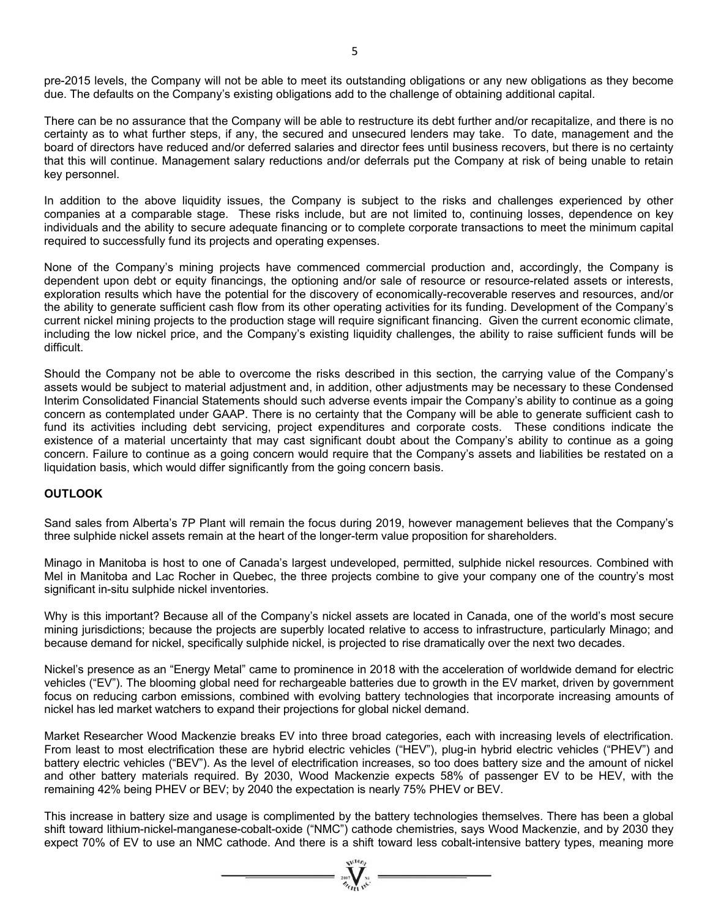pre-2015 levels, the Company will not be able to meet its outstanding obligations or any new obligations as they become due. The defaults on the Company's existing obligations add to the challenge of obtaining additional capital.

There can be no assurance that the Company will be able to restructure its debt further and/or recapitalize, and there is no certainty as to what further steps, if any, the secured and unsecured lenders may take. To date, management and the board of directors have reduced and/or deferred salaries and director fees until business recovers, but there is no certainty that this will continue. Management salary reductions and/or deferrals put the Company at risk of being unable to retain key personnel.

In addition to the above liquidity issues, the Company is subject to the risks and challenges experienced by other companies at a comparable stage. These risks include, but are not limited to, continuing losses, dependence on key individuals and the ability to secure adequate financing or to complete corporate transactions to meet the minimum capital required to successfully fund its projects and operating expenses.

None of the Company's mining projects have commenced commercial production and, accordingly, the Company is dependent upon debt or equity financings, the optioning and/or sale of resource or resource-related assets or interests, exploration results which have the potential for the discovery of economically-recoverable reserves and resources, and/or the ability to generate sufficient cash flow from its other operating activities for its funding. Development of the Company's current nickel mining projects to the production stage will require significant financing. Given the current economic climate, including the low nickel price, and the Company's existing liquidity challenges, the ability to raise sufficient funds will be difficult.

Should the Company not be able to overcome the risks described in this section, the carrying value of the Company's assets would be subject to material adjustment and, in addition, other adjustments may be necessary to these Condensed Interim Consolidated Financial Statements should such adverse events impair the Company's ability to continue as a going concern as contemplated under GAAP. There is no certainty that the Company will be able to generate sufficient cash to fund its activities including debt servicing, project expenditures and corporate costs. These conditions indicate the existence of a material uncertainty that may cast significant doubt about the Company's ability to continue as a going concern. Failure to continue as a going concern would require that the Company's assets and liabilities be restated on a liquidation basis, which would differ significantly from the going concern basis.

## OUTLOOK

Sand sales from Alberta's 7P Plant will remain the focus during 2019, however management believes that the Company's three sulphide nickel assets remain at the heart of the longer-term value proposition for shareholders.

Minago in Manitoba is host to one of Canada's largest undeveloped, permitted, sulphide nickel resources. Combined with Mel in Manitoba and Lac Rocher in Quebec, the three projects combine to give your company one of the country's most significant in-situ sulphide nickel inventories.

Why is this important? Because all of the Company's nickel assets are located in Canada, one of the world's most secure mining jurisdictions; because the projects are superbly located relative to access to infrastructure, particularly Minago; and because demand for nickel, specifically sulphide nickel, is projected to rise dramatically over the next two decades.

Nickel's presence as an "Energy Metal" came to prominence in 2018 with the acceleration of worldwide demand for electric vehicles ("EV"). The blooming global need for rechargeable batteries due to growth in the EV market, driven by government focus on reducing carbon emissions, combined with evolving battery technologies that incorporate increasing amounts of nickel has led market watchers to expand their projections for global nickel demand.

Market Researcher Wood Mackenzie breaks EV into three broad categories, each with increasing levels of electrification. From least to most electrification these are hybrid electric vehicles ("HEV"), plug-in hybrid electric vehicles ("PHEV") and battery electric vehicles ("BEV"). As the level of electrification increases, so too does battery size and the amount of nickel and other battery materials required. By 2030, Wood Mackenzie expects 58% of passenger EV to be HEV, with the remaining 42% being PHEV or BEV; by 2040 the expectation is nearly 75% PHEV or BEV.

This increase in battery size and usage is complimented by the battery technologies themselves. There has been a global shift toward lithium-nickel-manganese-cobalt-oxide ("NMC") cathode chemistries, says Wood Mackenzie, and by 2030 they expect 70% of EV to use an NMC cathode. And there is a shift toward less cobalt-intensive battery types, meaning more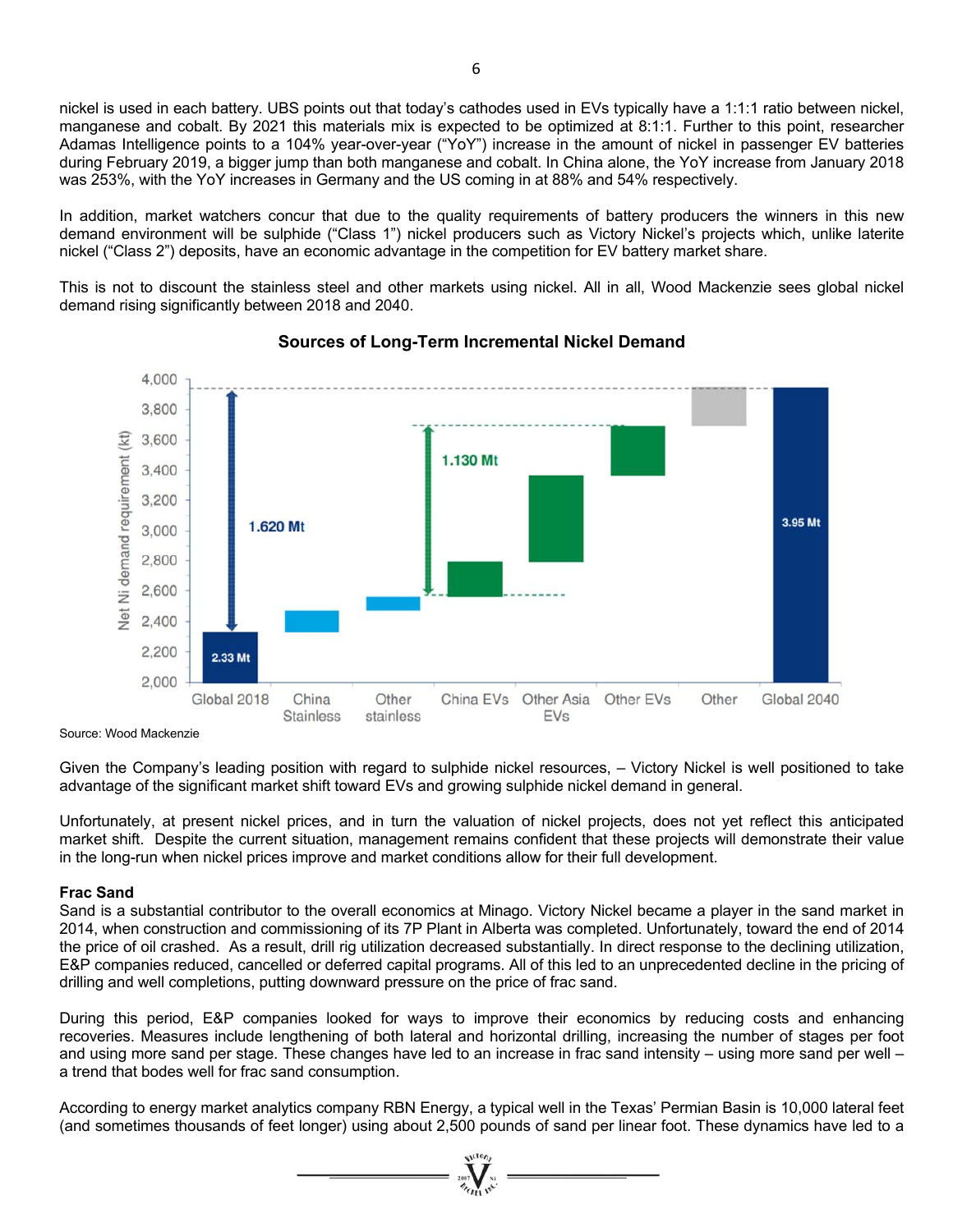nickel is used in each battery. UBS points out that today's cathodes used in EVs typically have a 1:1:1 ratio between nickel, manganese and cobalt. By 2021 this materials mix is expected to be optimized at 8:1:1. Further to this point, researcher Adamas Intelligence points to a 104% year-over-year ("YoY") increase in the amount of nickel in passenger EV batteries during February 2019, a bigger jump than both manganese and cobalt. In China alone, the YoY increase from January 2018 was 253%, with the YoY increases in Germany and the US coming in at 88% and 54% respectively.

In addition, market watchers concur that due to the quality requirements of battery producers the winners in this new demand environment will be sulphide ("Class 1") nickel producers such as Victory Nickel's projects which, unlike laterite nickel ("Class 2") deposits, have an economic advantage in the competition for EV battery market share.

This is not to discount the stainless steel and other markets using nickel. All in all, Wood Mackenzie sees global nickel demand rising significantly between 2018 and 2040.

**Sources of Long-Term Incremental Nickel Demand**

Net Ni demand requirement (kt)

4,000
3,800
3,600
3,400
3,200
3,000
2,800
2,600
2,400
2,200
2,000

1.620 Mt
1.130 Mt
2.33 Mt
3.95 Mt

Global 2018
China Stainless
Other stainless
China EVs
Other Asia EVs
Other EVs
Other
Global 2040

Source: Wood Mackenzie

Given the Company's leading position with regard to sulphide nickel resources, – Victory Nickel is well positioned to take advantage of the significant market shift toward EVs and growing sulphide nickel demand in general.

Unfortunately, at present nickel prices, and in turn the valuation of nickel projects, does not yet reflect this anticipated market shift. Despite the current situation, management remains confident that these projects will demonstrate their value in the long-run when nickel prices improve and market conditions allow for their full development.

**Frac Sand**

Sand is a substantial contributor to the overall economics at Minago. Victory Nickel became a player in the sand market in 2014, when construction and commissioning of its 7P Plant in Alberta was completed. Unfortunately, toward the end of 2014 the price of oil crashed. As a result, drill rig utilization decreased substantially. In direct response to the declining utilization, E&P companies reduced, cancelled or deferred capital programs. All of this led to an unprecedented decline in the pricing of drilling and well completions, putting downward pressure on the price of frac sand.

During this period, E&P companies looked for ways to improve their economics by reducing costs and enhancing recoveries. Measures include lengthening of both lateral and horizontal drilling, increasing the number of stages per foot and using more sand per stage. These changes have led to an increase in frac sand intensity – using more sand per well – a trend that bodes well for frac sand consumption.

According to energy market analytics company RBN Energy, a typical well in the Texas' Permian Basin is 10,000 lateral feet (and sometimes thousands of feet longer) using about 2,500 pounds of sand per linear foot. These dynamics have led to a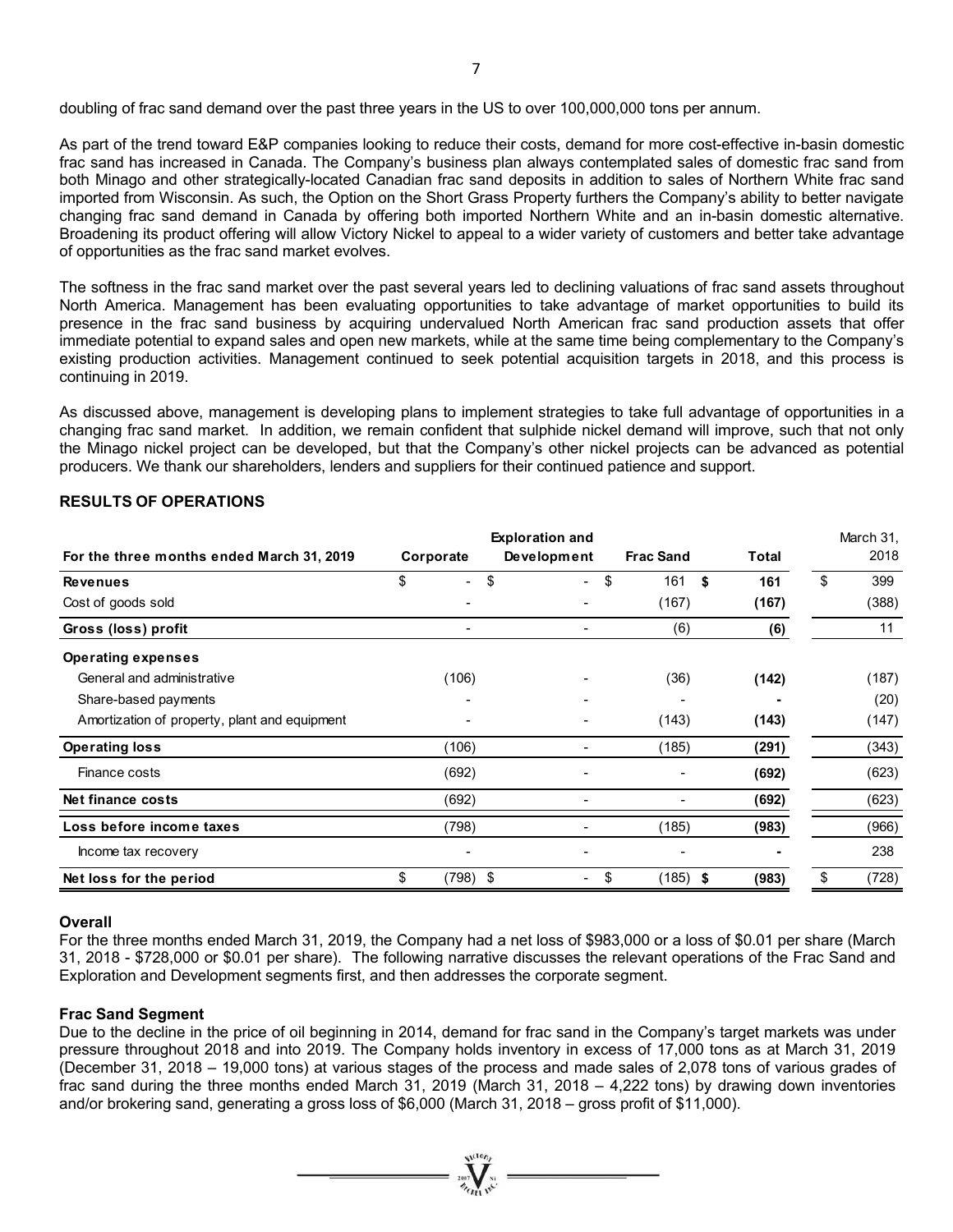doubling of frac sand demand over the past three years in the US to over 100,000,000 tons per annum.

As part of the trend toward E&P companies looking to reduce their costs, demand for more cost-effective in-basin domestic frac sand has increased in Canada. The Company's business plan always contemplated sales of domestic frac sand from both Minago and other strategically-located Canadian frac sand deposits in addition to sales of Northern White frac sand imported from Wisconsin. As such, the Option on the Short Grass Property furthers the Company's ability to better navigate changing frac sand demand in Canada by offering both imported Northern White and an in-basin domestic alternative. Broadening its product offering will allow Victory Nickel to appeal to a wider variety of customers and better take advantage of opportunities as the frac sand market evolves.

The softness in the frac sand market over the past several years led to declining valuations of frac sand assets throughout North America. Management has been evaluating opportunities to take advantage of market opportunities to build its presence in the frac sand business by acquiring undervalued North American frac sand production assets that offer immediate potential to expand sales and open new markets, while at the same time being complementary to the Company's existing production activities. Management continued to seek potential acquisition targets in 2018, and this process is continuing in 2019.

As discussed above, management is developing plans to implement strategies to take full advantage of opportunities in a changing frac sand market. In addition, we remain confident that sulphide nickel demand will improve, such that not only the Minago nickel project can be developed, but that the Company's other nickel projects can be advanced as potential producers. We thank our shareholders, lenders and suppliers for their continued patience and support.

## RESULTS OF OPERATIONS

| For the three months ended March 31, 2019 | Corporate | Exploration and Development | Frac Sand | Total | March 31, 2018 |
|---|---|---|---|---|---|
| **Revenues** | $ - | $ - | $ 161 | **$ 161** | $ 399 |
| Cost of goods sold | - | - | (167) | **(167)** | (388) |
| **Gross (loss) profit** | - | - | (6) | **(6)** | 11 |
| **Operating expenses** | | | | | |
| General and administrative | (106) | - | (36) | **(142)** | (187) |
| Share-based payments | - | - | - | **-** | (20) |
| Amortization of property, plant and equipment | - | - | (143) | **(143)** | (147) |
| **Operating loss** | (106) | - | (185) | **(291)** | (343) |
| Finance costs | (692) | - | - | **(692)** | (623) |
| **Net finance costs** | (692) | - | - | **(692)** | (623) |
| **Loss before income taxes** | (798) | - | (185) | **(983)** | (966) |
| Income tax recovery | - | - | - | **-** | 238 |
| **Net loss for the period** | $ (798) | $ - | $ (185) | **$ (983)** | $ (728) |

### Overall

For the three months ended March 31, 2019, the Company had a net loss of $983,000 or a loss of $0.01 per share (March 31, 2018 - $728,000 or $0.01 per share). The following narrative discusses the relevant operations of the Frac Sand and Exploration and Development segments first, and then addresses the corporate segment.

### Frac Sand Segment

Due to the decline in the price of oil beginning in 2014, demand for frac sand in the Company's target markets was under pressure throughout 2018 and into 2019. The Company holds inventory in excess of 17,000 tons as at March 31, 2019 (December 31, 2018 – 19,000 tons) at various stages of the process and made sales of 2,078 tons of various grades of frac sand during the three months ended March 31, 2019 (March 31, 2018 – 4,222 tons) by drawing down inventories and/or brokering sand, generating a gross loss of $6,000 (March 31, 2018 – gross profit of $11,000).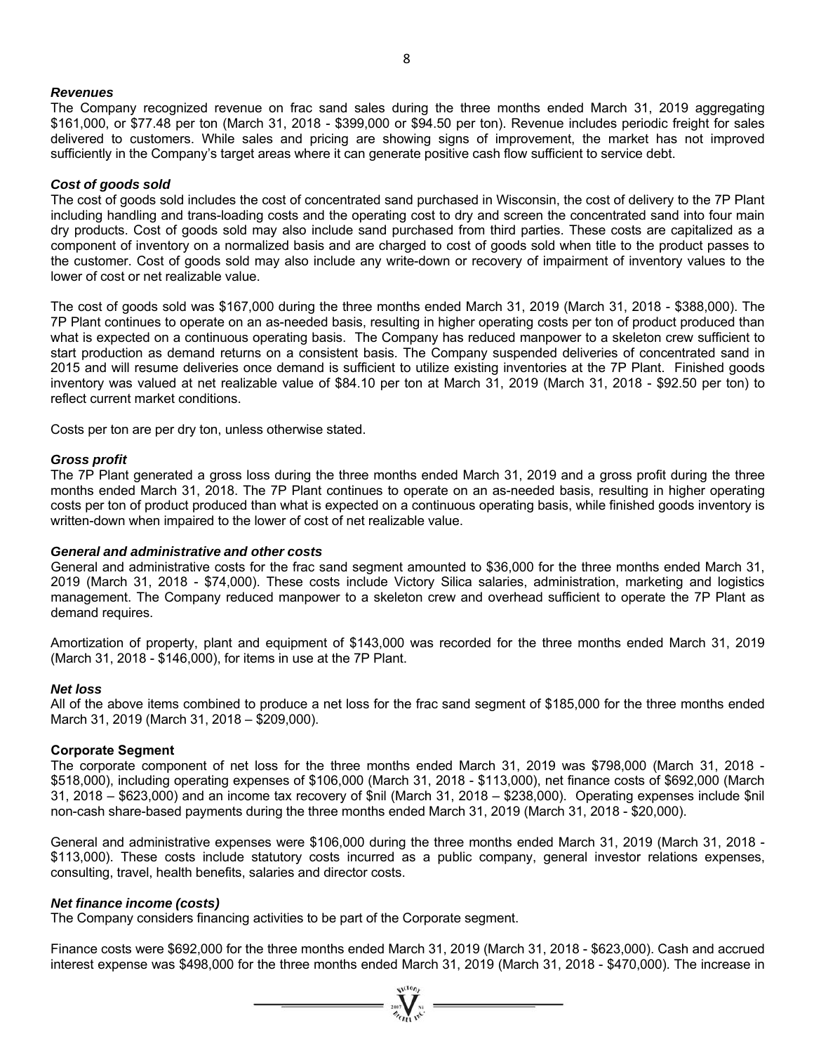### *Revenues*

The Company recognized revenue on frac sand sales during the three months ended March 31, 2019 aggregating $161,000, or $77.48 per ton (March 31, 2018 - $399,000 or $94.50 per ton). Revenue includes periodic freight for sales delivered to customers. While sales and pricing are showing signs of improvement, the market has not improved sufficiently in the Company's target areas where it can generate positive cash flow sufficient to service debt.

### *Cost of goods sold*

The cost of goods sold includes the cost of concentrated sand purchased in Wisconsin, the cost of delivery to the 7P Plant including handling and trans-loading costs and the operating cost to dry and screen the concentrated sand into four main dry products. Cost of goods sold may also include sand purchased from third parties. These costs are capitalized as a component of inventory on a normalized basis and are charged to cost of goods sold when title to the product passes to the customer. Cost of goods sold may also include any write-down or recovery of impairment of inventory values to the lower of cost or net realizable value.

The cost of goods sold was $167,000 during the three months ended March 31, 2019 (March 31, 2018 - $388,000). The 7P Plant continues to operate on an as-needed basis, resulting in higher operating costs per ton of product produced than what is expected on a continuous operating basis. The Company has reduced manpower to a skeleton crew sufficient to start production as demand returns on a consistent basis. The Company suspended deliveries of concentrated sand in 2015 and will resume deliveries once demand is sufficient to utilize existing inventories at the 7P Plant. Finished goods inventory was valued at net realizable value of $84.10 per ton at March 31, 2019 (March 31, 2018 - $92.50 per ton) to reflect current market conditions.

Costs per ton are per dry ton, unless otherwise stated.

### *Gross profit*

The 7P Plant generated a gross loss during the three months ended March 31, 2019 and a gross profit during the three months ended March 31, 2018. The 7P Plant continues to operate on an as-needed basis, resulting in higher operating costs per ton of product produced than what is expected on a continuous operating basis, while finished goods inventory is written-down when impaired to the lower of cost of net realizable value.

### *General and administrative and other costs*

General and administrative costs for the frac sand segment amounted to $36,000 for the three months ended March 31, 2019 (March 31, 2018 - $74,000). These costs include Victory Silica salaries, administration, marketing and logistics management. The Company reduced manpower to a skeleton crew and overhead sufficient to operate the 7P Plant as demand requires.

Amortization of property, plant and equipment of $143,000 was recorded for the three months ended March 31, 2019 (March 31, 2018 - $146,000), for items in use at the 7P Plant.

### *Net loss*

All of the above items combined to produce a net loss for the frac sand segment of $185,000 for the three months ended March 31, 2019 (March 31, 2018 – $209,000).

### **Corporate Segment**

The corporate component of net loss for the three months ended March 31, 2019 was $798,000 (March 31, 2018 - $518,000), including operating expenses of $106,000 (March 31, 2018 - $113,000), net finance costs of $692,000 (March 31, 2018 – $623,000) and an income tax recovery of $nil (March 31, 2018 – $238,000). Operating expenses include $nil non-cash share-based payments during the three months ended March 31, 2019 (March 31, 2018 - $20,000).

General and administrative expenses were $106,000 during the three months ended March 31, 2019 (March 31, 2018 - $113,000). These costs include statutory costs incurred as a public company, general investor relations expenses, consulting, travel, health benefits, salaries and director costs.

### *Net finance income (costs)*

The Company considers financing activities to be part of the Corporate segment.

Finance costs were $692,000 for the three months ended March 31, 2019 (March 31, 2018 - $623,000). Cash and accrued interest expense was $498,000 for the three months ended March 31, 2019 (March 31, 2018 - $470,000). The increase in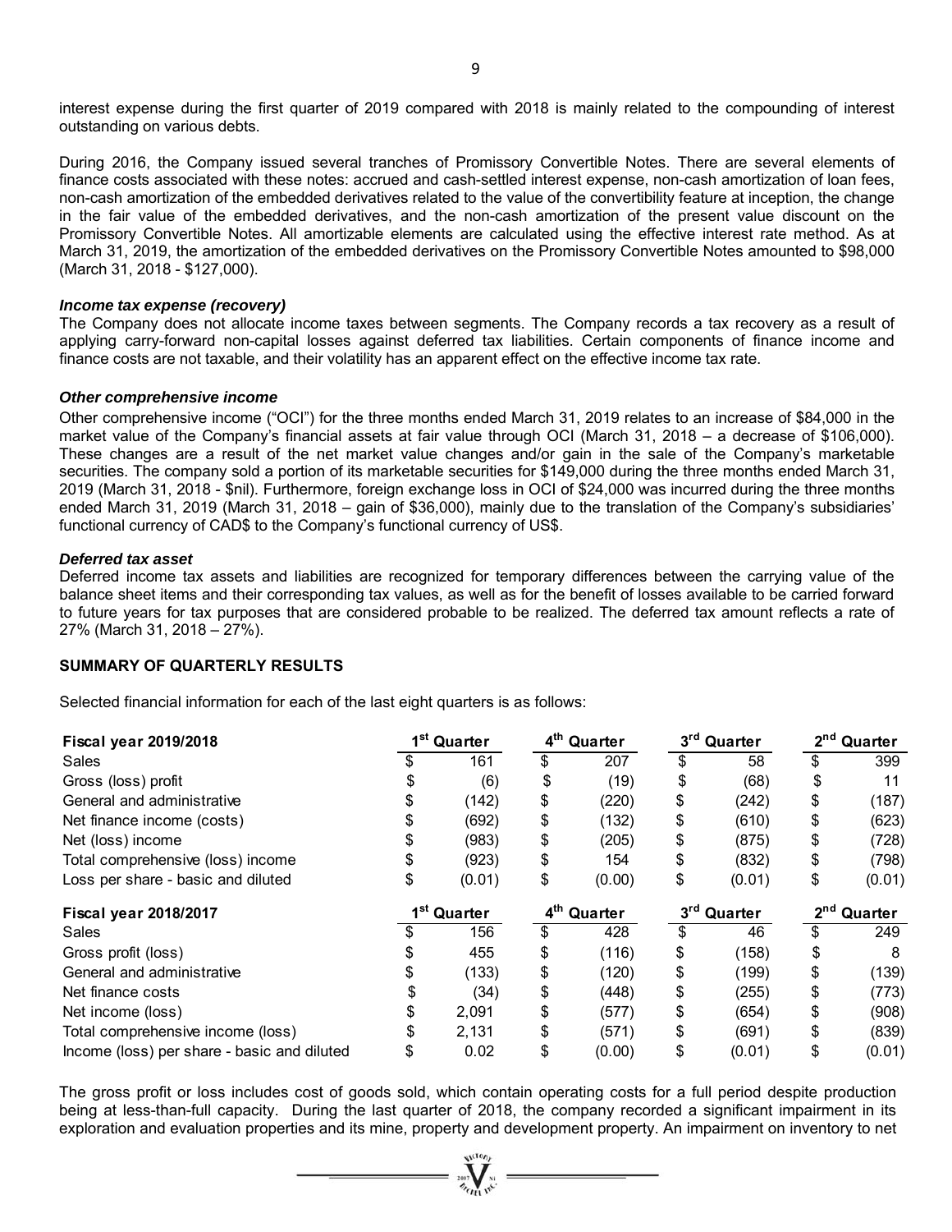interest expense during the first quarter of 2019 compared with 2018 is mainly related to the compounding of interest outstanding on various debts.

During 2016, the Company issued several tranches of Promissory Convertible Notes. There are several elements of finance costs associated with these notes: accrued and cash-settled interest expense, non-cash amortization of loan fees, non-cash amortization of the embedded derivatives related to the value of the convertibility feature at inception, the change in the fair value of the embedded derivatives, and the non-cash amortization of the present value discount on the Promissory Convertible Notes. All amortizable elements are calculated using the effective interest rate method. As at March 31, 2019, the amortization of the embedded derivatives on the Promissory Convertible Notes amounted to $98,000 (March 31, 2018 - $127,000).

***Income tax expense (recovery)***

The Company does not allocate income taxes between segments. The Company records a tax recovery as a result of applying carry-forward non-capital losses against deferred tax liabilities. Certain components of finance income and finance costs are not taxable, and their volatility has an apparent effect on the effective income tax rate.

***Other comprehensive income***

Other comprehensive income ("OCI") for the three months ended March 31, 2019 relates to an increase of $84,000 in the market value of the Company's financial assets at fair value through OCI (March 31, 2018 – a decrease of $106,000). These changes are a result of the net market value changes and/or gain in the sale of the Company's marketable securities. The company sold a portion of its marketable securities for $149,000 during the three months ended March 31, 2019 (March 31, 2018 - $nil). Furthermore, foreign exchange loss in OCI of $24,000 was incurred during the three months ended March 31, 2019 (March 31, 2018 – gain of $36,000), mainly due to the translation of the Company's subsidiaries' functional currency of CAD$ to the Company's functional currency of US$.

***Deferred tax asset***

Deferred income tax assets and liabilities are recognized for temporary differences between the carrying value of the balance sheet items and their corresponding tax values, as well as for the benefit of losses available to be carried forward to future years for tax purposes that are considered probable to be realized. The deferred tax amount reflects a rate of 27% (March 31, 2018 – 27%).

**SUMMARY OF QUARTERLY RESULTS**

Selected financial information for each of the last eight quarters is as follows:

| **Fiscal year 2019/2018** | **1st Quarter** | **4th Quarter** | **3rd Quarter** | **2nd Quarter** |
|---|---|---|---|---|
| Sales | $ 161 | $ 207 | $ 58 | $ 399 |
| Gross (loss) profit | $ (6) | $ (19) | $ (68) | $ 11 |
| General and administrative | $ (142) | $ (220) | $ (242) | $ (187) |
| Net finance income (costs) | $ (692) | $ (132) | $ (610) | $ (623) |
| Net (loss) income | $ (983) | $ (205) | $ (875) | $ (728) |
| Total comprehensive (loss) income | $ (923) | $ 154 | $ (832) | $ (798) |
| Loss per share - basic and diluted | $ (0.01) | $ (0.00) | $ (0.01) | $ (0.01) |
| **Fiscal year 2018/2017** | **1st Quarter** | **4th Quarter** | **3rd Quarter** | **2nd Quarter** |
| Sales | $ 156 | $ 428 | $ 46 | $ 249 |
| Gross profit (loss) | $ 455 | $ (116) | $ (158) | $ 8 |
| General and administrative | $ (133) | $ (120) | $ (199) | $ (139) |
| Net finance costs | $ (34) | $ (448) | $ (255) | $ (773) |
| Net income (loss) | $ 2,091 | $ (577) | $ (654) | $ (908) |
| Total comprehensive income (loss) | $ 2,131 | $ (571) | $ (691) | $ (839) |
| Income (loss) per share - basic and diluted | $ 0.02 | $ (0.00) | $ (0.01) | $ (0.01) |

The gross profit or loss includes cost of goods sold, which contain operating costs for a full period despite production being at less-than-full capacity. During the last quarter of 2018, the company recorded a significant impairment in its exploration and evaluation properties and its mine, property and development property. An impairment on inventory to net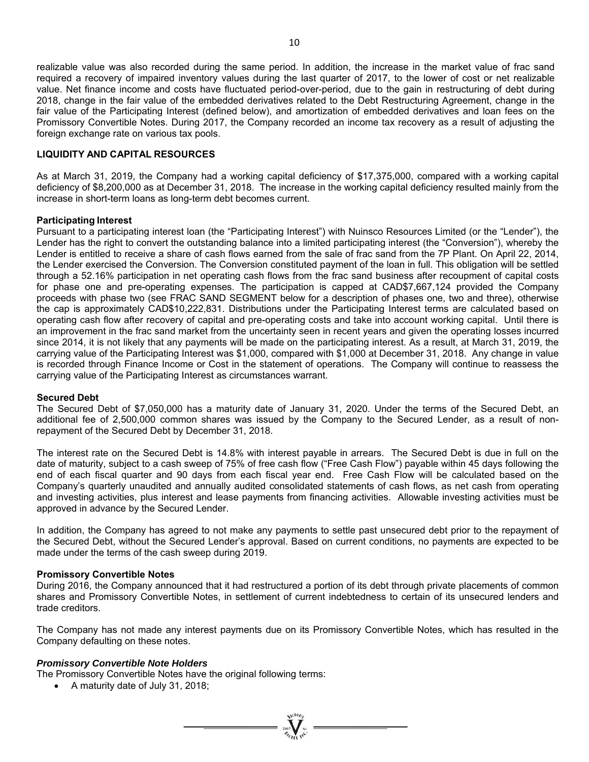realizable value was also recorded during the same period. In addition, the increase in the market value of frac sand required a recovery of impaired inventory values during the last quarter of 2017, to the lower of cost or net realizable value. Net finance income and costs have fluctuated period-over-period, due to the gain in restructuring of debt during 2018, change in the fair value of the embedded derivatives related to the Debt Restructuring Agreement, change in the fair value of the Participating Interest (defined below), and amortization of embedded derivatives and loan fees on the Promissory Convertible Notes. During 2017, the Company recorded an income tax recovery as a result of adjusting the foreign exchange rate on various tax pools.

## LIQUIDITY AND CAPITAL RESOURCES

As at March 31, 2019, the Company had a working capital deficiency of $17,375,000, compared with a working capital deficiency of $8,200,000 as at December 31, 2018. The increase in the working capital deficiency resulted mainly from the increase in short-term loans as long-term debt becomes current.

### Participating Interest

Pursuant to a participating interest loan (the "Participating Interest") with Nuinsco Resources Limited (or the "Lender"), the Lender has the right to convert the outstanding balance into a limited participating interest (the "Conversion"), whereby the Lender is entitled to receive a share of cash flows earned from the sale of frac sand from the 7P Plant. On April 22, 2014, the Lender exercised the Conversion. The Conversion constituted payment of the loan in full. This obligation will be settled through a 52.16% participation in net operating cash flows from the frac sand business after recoupment of capital costs for phase one and pre-operating expenses. The participation is capped at CAD$7,667,124 provided the Company proceeds with phase two (see FRAC SAND SEGMENT below for a description of phases one, two and three), otherwise the cap is approximately CAD$10,222,831. Distributions under the Participating Interest terms are calculated based on operating cash flow after recovery of capital and pre-operating costs and take into account working capital. Until there is an improvement in the frac sand market from the uncertainty seen in recent years and given the operating losses incurred since 2014, it is not likely that any payments will be made on the participating interest. As a result, at March 31, 2019, the carrying value of the Participating Interest was $1,000, compared with $1,000 at December 31, 2018. Any change in value is recorded through Finance Income or Cost in the statement of operations. The Company will continue to reassess the carrying value of the Participating Interest as circumstances warrant.

### Secured Debt

The Secured Debt of $7,050,000 has a maturity date of January 31, 2020. Under the terms of the Secured Debt, an additional fee of 2,500,000 common shares was issued by the Company to the Secured Lender, as a result of non-repayment of the Secured Debt by December 31, 2018.

The interest rate on the Secured Debt is 14.8% with interest payable in arrears. The Secured Debt is due in full on the date of maturity, subject to a cash sweep of 75% of free cash flow ("Free Cash Flow") payable within 45 days following the end of each fiscal quarter and 90 days from each fiscal year end. Free Cash Flow will be calculated based on the Company's quarterly unaudited and annually audited consolidated statements of cash flows, as net cash from operating and investing activities, plus interest and lease payments from financing activities. Allowable investing activities must be approved in advance by the Secured Lender.

In addition, the Company has agreed to not make any payments to settle past unsecured debt prior to the repayment of the Secured Debt, without the Secured Lender's approval. Based on current conditions, no payments are expected to be made under the terms of the cash sweep during 2019.

### Promissory Convertible Notes

During 2016, the Company announced that it had restructured a portion of its debt through private placements of common shares and Promissory Convertible Notes, in settlement of current indebtedness to certain of its unsecured lenders and trade creditors.

The Company has not made any interest payments due on its Promissory Convertible Notes, which has resulted in the Company defaulting on these notes.

#### *Promissory Convertible Note Holders*

The Promissory Convertible Notes have the original following terms:

- A maturity date of July 31, 2018;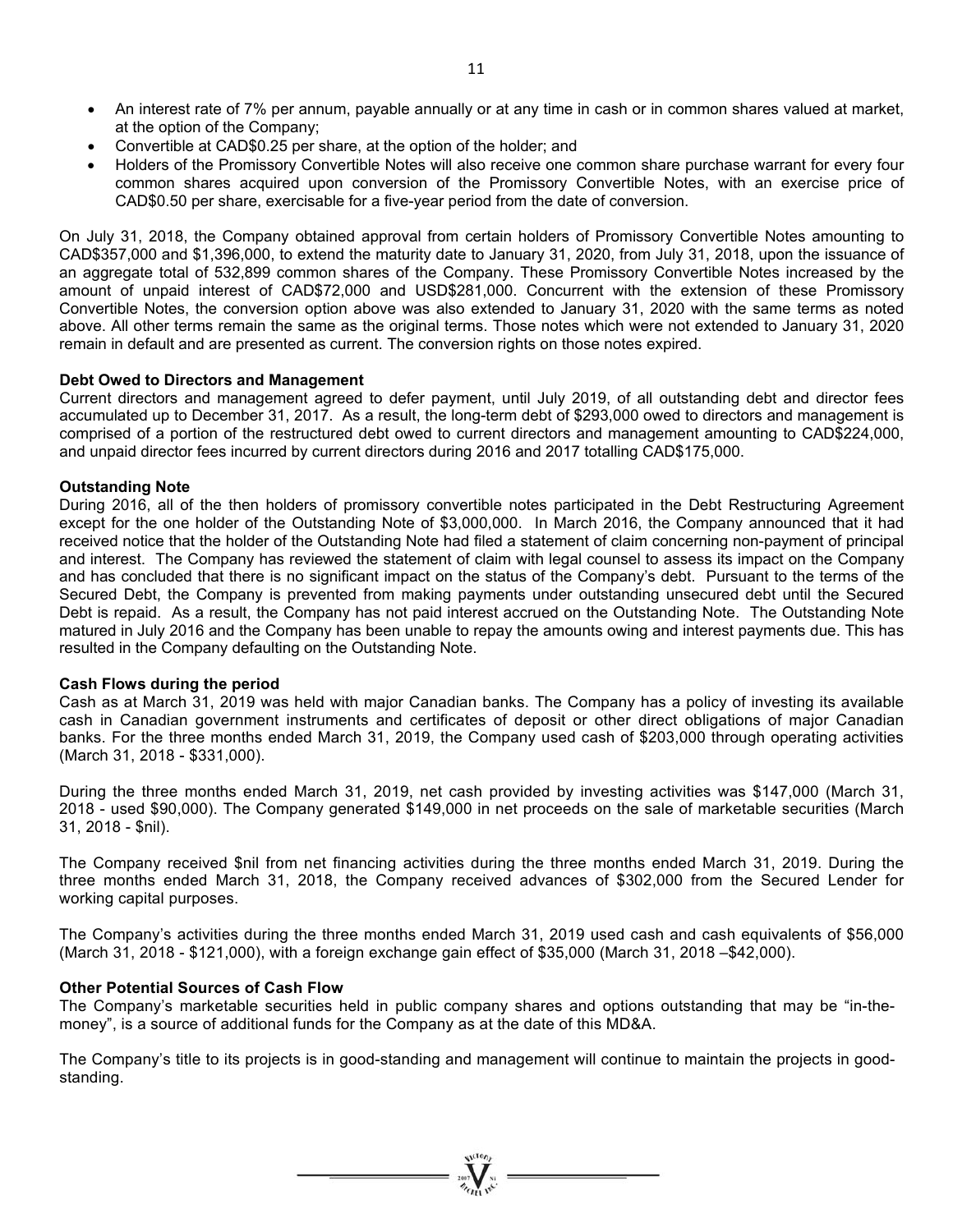- An interest rate of 7% per annum, payable annually or at any time in cash or in common shares valued at market, at the option of the Company;
- Convertible at CAD$0.25 per share, at the option of the holder; and
- Holders of the Promissory Convertible Notes will also receive one common share purchase warrant for every four common shares acquired upon conversion of the Promissory Convertible Notes, with an exercise price of CAD$0.50 per share, exercisable for a five-year period from the date of conversion.

On July 31, 2018, the Company obtained approval from certain holders of Promissory Convertible Notes amounting to CAD$357,000 and $1,396,000, to extend the maturity date to January 31, 2020, from July 31, 2018, upon the issuance of an aggregate total of 532,899 common shares of the Company. These Promissory Convertible Notes increased by the amount of unpaid interest of CAD$72,000 and USD$281,000. Concurrent with the extension of these Promissory Convertible Notes, the conversion option above was also extended to January 31, 2020 with the same terms as noted above. All other terms remain the same as the original terms. Those notes which were not extended to January 31, 2020 remain in default and are presented as current. The conversion rights on those notes expired.

**Debt Owed to Directors and Management**

Current directors and management agreed to defer payment, until July 2019, of all outstanding debt and director fees accumulated up to December 31, 2017. As a result, the long-term debt of $293,000 owed to directors and management is comprised of a portion of the restructured debt owed to current directors and management amounting to CAD$224,000, and unpaid director fees incurred by current directors during 2016 and 2017 totalling CAD$175,000.

**Outstanding Note**

During 2016, all of the then holders of promissory convertible notes participated in the Debt Restructuring Agreement except for the one holder of the Outstanding Note of $3,000,000. In March 2016, the Company announced that it had received notice that the holder of the Outstanding Note had filed a statement of claim concerning non-payment of principal and interest. The Company has reviewed the statement of claim with legal counsel to assess its impact on the Company and has concluded that there is no significant impact on the status of the Company's debt. Pursuant to the terms of the Secured Debt, the Company is prevented from making payments under outstanding unsecured debt until the Secured Debt is repaid. As a result, the Company has not paid interest accrued on the Outstanding Note. The Outstanding Note matured in July 2016 and the Company has been unable to repay the amounts owing and interest payments due. This has resulted in the Company defaulting on the Outstanding Note.

**Cash Flows during the period**

Cash as at March 31, 2019 was held with major Canadian banks. The Company has a policy of investing its available cash in Canadian government instruments and certificates of deposit or other direct obligations of major Canadian banks. For the three months ended March 31, 2019, the Company used cash of $203,000 through operating activities (March 31, 2018 - $331,000).

During the three months ended March 31, 2019, net cash provided by investing activities was $147,000 (March 31, 2018 - used $90,000). The Company generated $149,000 in net proceeds on the sale of marketable securities (March 31, 2018 - $nil).

The Company received $nil from net financing activities during the three months ended March 31, 2019. During the three months ended March 31, 2018, the Company received advances of $302,000 from the Secured Lender for working capital purposes.

The Company's activities during the three months ended March 31, 2019 used cash and cash equivalents of $56,000 (March 31, 2018 - $121,000), with a foreign exchange gain effect of $35,000 (March 31, 2018 –$42,000).

**Other Potential Sources of Cash Flow**

The Company's marketable securities held in public company shares and options outstanding that may be "in-the-money", is a source of additional funds for the Company as at the date of this MD&A.

The Company's title to its projects is in good-standing and management will continue to maintain the projects in good-standing.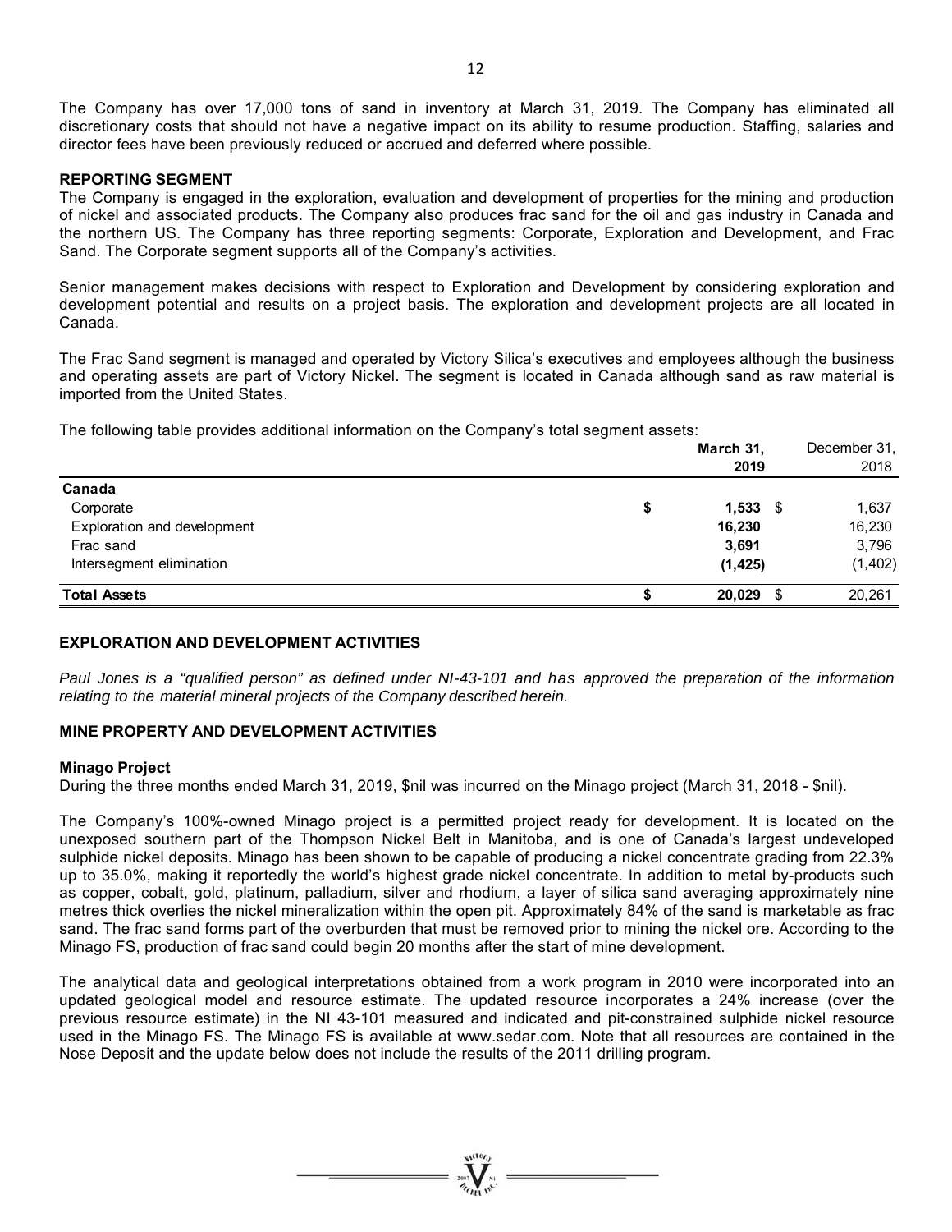The Company has over 17,000 tons of sand in inventory at March 31, 2019. The Company has eliminated all discretionary costs that should not have a negative impact on its ability to resume production. Staffing, salaries and director fees have been previously reduced or accrued and deferred where possible.

**REPORTING SEGMENT**

The Company is engaged in the exploration, evaluation and development of properties for the mining and production of nickel and associated products. The Company also produces frac sand for the oil and gas industry in Canada and the northern US. The Company has three reporting segments: Corporate, Exploration and Development, and Frac Sand. The Corporate segment supports all of the Company's activities.

Senior management makes decisions with respect to Exploration and Development by considering exploration and development potential and results on a project basis. The exploration and development projects are all located in Canada.

The Frac Sand segment is managed and operated by Victory Silica's executives and employees although the business and operating assets are part of Victory Nickel. The segment is located in Canada although sand as raw material is imported from the United States.

The following table provides additional information on the Company's total segment assets:

| | | March 31, 2019 | | December 31, 2018 |
|---|---|---|---|---|
| **Canada** | | | | |
| Corporate | $ | **1,533** | $ | 1,637 |
| Exploration and development | | **16,230** | | 16,230 |
| Frac sand | | **3,691** | | 3,796 |
| Intersegment elimination | | **(1,425)** | | (1,402) |
| **Total Assets** | $ | **20,029** | $ | 20,261 |

**EXPLORATION AND DEVELOPMENT ACTIVITIES**

*Paul Jones is a "qualified person" as defined under NI-43-101 and has approved the preparation of the information relating to the material mineral projects of the Company described herein.*

**MINE PROPERTY AND DEVELOPMENT ACTIVITIES**

**Minago Project**

During the three months ended March 31, 2019, $nil was incurred on the Minago project (March 31, 2018 - $nil).

The Company's 100%-owned Minago project is a permitted project ready for development. It is located on the unexposed southern part of the Thompson Nickel Belt in Manitoba, and is one of Canada's largest undeveloped sulphide nickel deposits. Minago has been shown to be capable of producing a nickel concentrate grading from 22.3% up to 35.0%, making it reportedly the world's highest grade nickel concentrate. In addition to metal by-products such as copper, cobalt, gold, platinum, palladium, silver and rhodium, a layer of silica sand averaging approximately nine metres thick overlies the nickel mineralization within the open pit. Approximately 84% of the sand is marketable as frac sand. The frac sand forms part of the overburden that must be removed prior to mining the nickel ore. According to the Minago FS, production of frac sand could begin 20 months after the start of mine development.

The analytical data and geological interpretations obtained from a work program in 2010 were incorporated into an updated geological model and resource estimate. The updated resource incorporates a 24% increase (over the previous resource estimate) in the NI 43-101 measured and indicated and pit-constrained sulphide nickel resource used in the Minago FS. The Minago FS is available at www.sedar.com. Note that all resources are contained in the Nose Deposit and the update below does not include the results of the 2011 drilling program.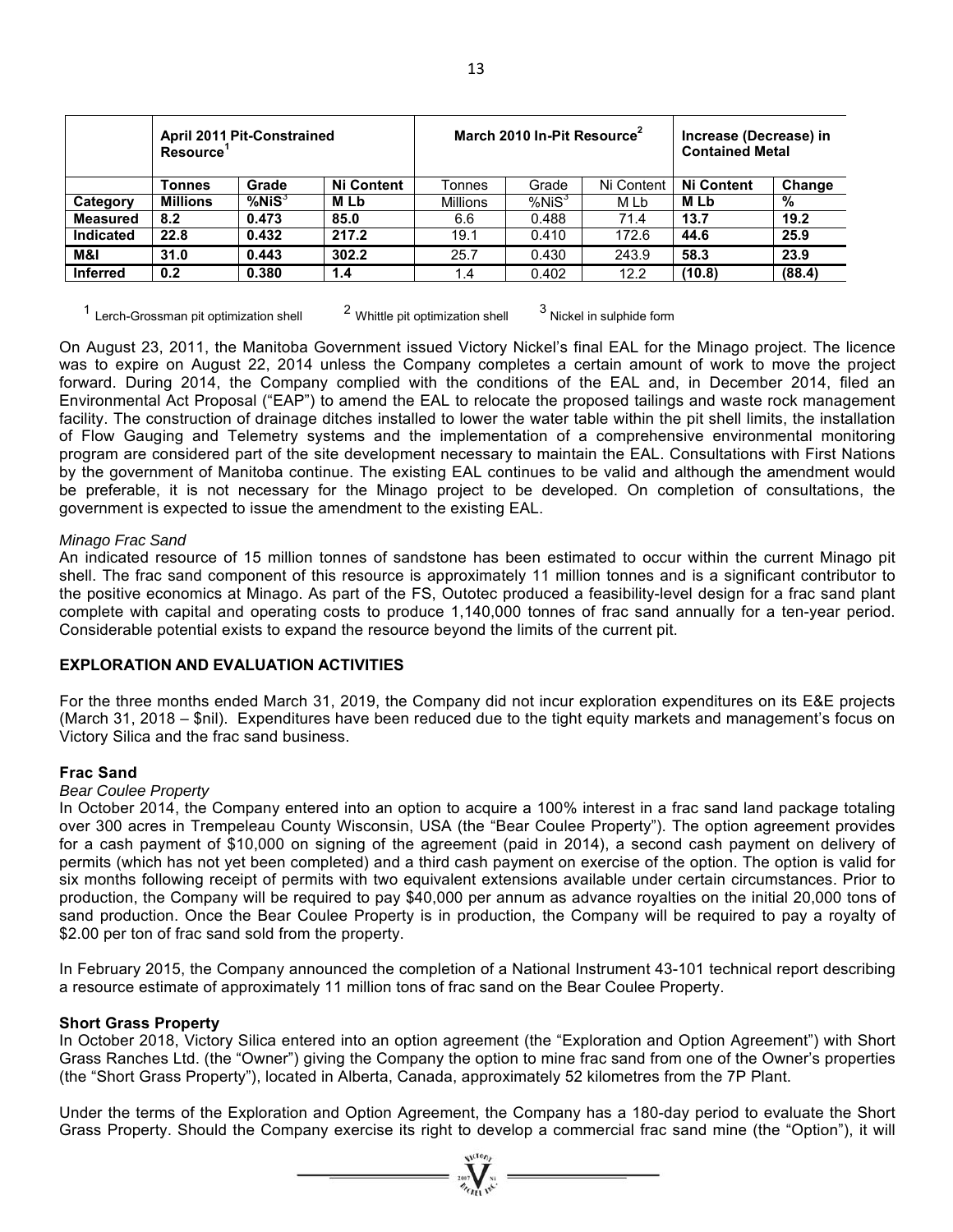| | April 2011 Pit-Constrained Resource[1] | | | March 2010 In-Pit Resource[2] | | | Increase (Decrease) in Contained Metal | |
|---|---|---|---|---|---|---|---|---|
| | **Tonnes** | **Grade** | **Ni Content** | Tonnes | Grade | Ni Content | **Ni Content** | **Change** |
| **Category** | **Millions** | **%NiS[3]** | **M Lb** | Millions | %NiS[3] | M Lb | **M Lb** | **%** |
| **Measured** | **8.2** | **0.473** | **85.0** | 6.6 | 0.488 | 71.4 | **13.7** | **19.2** |
| **Indicated** | **22.8** | **0.432** | **217.2** | 19.1 | 0.410 | 172.6 | **44.6** | **25.9** |
| **M&I** | **31.0** | **0.443** | **302.2** | 25.7 | 0.430 | 243.9 | **58.3** | **23.9** |
| **Inferred** | **0.2** | **0.380** | **1.4** | 1.4 | 0.402 | 12.2 | **(10.8)** | **(88.4)** |

[1] Lerch-Grossman pit optimization shell [2] Whittle pit optimization shell [3] Nickel in sulphide form

On August 23, 2011, the Manitoba Government issued Victory Nickel's final EAL for the Minago project. The licence was to expire on August 22, 2014 unless the Company completes a certain amount of work to move the project forward. During 2014, the Company complied with the conditions of the EAL and, in December 2014, filed an Environmental Act Proposal ("EAP") to amend the EAL to relocate the proposed tailings and waste rock management facility. The construction of drainage ditches installed to lower the water table within the pit shell limits, the installation of Flow Gauging and Telemetry systems and the implementation of a comprehensive environmental monitoring program are considered part of the site development necessary to maintain the EAL. Consultations with First Nations by the government of Manitoba continue. The existing EAL continues to be valid and although the amendment would be preferable, it is not necessary for the Minago project to be developed. On completion of consultations, the government is expected to issue the amendment to the existing EAL.

*Minago Frac Sand*

An indicated resource of 15 million tonnes of sandstone has been estimated to occur within the current Minago pit shell. The frac sand component of this resource is approximately 11 million tonnes and is a significant contributor to the positive economics at Minago. As part of the FS, Outotec produced a feasibility-level design for a frac sand plant complete with capital and operating costs to produce 1,140,000 tonnes of frac sand annually for a ten-year period. Considerable potential exists to expand the resource beyond the limits of the current pit.

**EXPLORATION AND EVALUATION ACTIVITIES**

For the three months ended March 31, 2019, the Company did not incur exploration expenditures on its E&E projects (March 31, 2018 – $nil). Expenditures have been reduced due to the tight equity markets and management's focus on Victory Silica and the frac sand business.

**Frac Sand**

*Bear Coulee Property*

In October 2014, the Company entered into an option to acquire a 100% interest in a frac sand land package totaling over 300 acres in Trempeleau County Wisconsin, USA (the "Bear Coulee Property"). The option agreement provides for a cash payment of $10,000 on signing of the agreement (paid in 2014), a second cash payment on delivery of permits (which has not yet been completed) and a third cash payment on exercise of the option. The option is valid for six months following receipt of permits with two equivalent extensions available under certain circumstances. Prior to production, the Company will be required to pay $40,000 per annum as advance royalties on the initial 20,000 tons of sand production. Once the Bear Coulee Property is in production, the Company will be required to pay a royalty of $2.00 per ton of frac sand sold from the property.

In February 2015, the Company announced the completion of a National Instrument 43-101 technical report describing a resource estimate of approximately 11 million tons of frac sand on the Bear Coulee Property.

**Short Grass Property**

In October 2018, Victory Silica entered into an option agreement (the "Exploration and Option Agreement") with Short Grass Ranches Ltd. (the "Owner") giving the Company the option to mine frac sand from one of the Owner's properties (the "Short Grass Property"), located in Alberta, Canada, approximately 52 kilometres from the 7P Plant.

Under the terms of the Exploration and Option Agreement, the Company has a 180-day period to evaluate the Short Grass Property. Should the Company exercise its right to develop a commercial frac sand mine (the "Option"), it will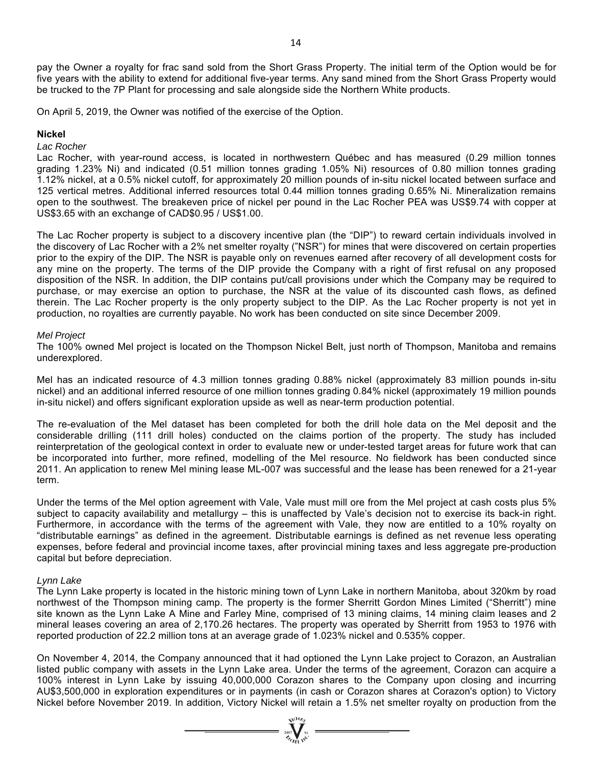pay the Owner a royalty for frac sand sold from the Short Grass Property. The initial term of the Option would be for five years with the ability to extend for additional five-year terms. Any sand mined from the Short Grass Property would be trucked to the 7P Plant for processing and sale alongside side the Northern White products.

On April 5, 2019, the Owner was notified of the exercise of the Option.

**Nickel**

*Lac Rocher*

Lac Rocher, with year-round access, is located in northwestern Québec and has measured (0.29 million tonnes grading 1.23% Ni) and indicated (0.51 million tonnes grading 1.05% Ni) resources of 0.80 million tonnes grading 1.12% nickel, at a 0.5% nickel cutoff, for approximately 20 million pounds of in-situ nickel located between surface and 125 vertical metres. Additional inferred resources total 0.44 million tonnes grading 0.65% Ni. Mineralization remains open to the southwest. The breakeven price of nickel per pound in the Lac Rocher PEA was US$9.74 with copper at US$3.65 with an exchange of CAD$0.95 / US$1.00.

The Lac Rocher property is subject to a discovery incentive plan (the "DIP") to reward certain individuals involved in the discovery of Lac Rocher with a 2% net smelter royalty ("NSR") for mines that were discovered on certain properties prior to the expiry of the DIP. The NSR is payable only on revenues earned after recovery of all development costs for any mine on the property. The terms of the DIP provide the Company with a right of first refusal on any proposed disposition of the NSR. In addition, the DIP contains put/call provisions under which the Company may be required to purchase, or may exercise an option to purchase, the NSR at the value of its discounted cash flows, as defined therein. The Lac Rocher property is the only property subject to the DIP. As the Lac Rocher property is not yet in production, no royalties are currently payable. No work has been conducted on site since December 2009.

*Mel Project*

The 100% owned Mel project is located on the Thompson Nickel Belt, just north of Thompson, Manitoba and remains underexplored.

Mel has an indicated resource of 4.3 million tonnes grading 0.88% nickel (approximately 83 million pounds in-situ nickel) and an additional inferred resource of one million tonnes grading 0.84% nickel (approximately 19 million pounds in-situ nickel) and offers significant exploration upside as well as near-term production potential.

The re-evaluation of the Mel dataset has been completed for both the drill hole data on the Mel deposit and the considerable drilling (111 drill holes) conducted on the claims portion of the property. The study has included reinterpretation of the geological context in order to evaluate new or under-tested target areas for future work that can be incorporated into further, more refined, modelling of the Mel resource. No fieldwork has been conducted since 2011. An application to renew Mel mining lease ML-007 was successful and the lease has been renewed for a 21-year term.

Under the terms of the Mel option agreement with Vale, Vale must mill ore from the Mel project at cash costs plus 5% subject to capacity availability and metallurgy – this is unaffected by Vale's decision not to exercise its back-in right. Furthermore, in accordance with the terms of the agreement with Vale, they now are entitled to a 10% royalty on "distributable earnings" as defined in the agreement. Distributable earnings is defined as net revenue less operating expenses, before federal and provincial income taxes, after provincial mining taxes and less aggregate pre-production capital but before depreciation.

*Lynn Lake*

The Lynn Lake property is located in the historic mining town of Lynn Lake in northern Manitoba, about 320km by road northwest of the Thompson mining camp. The property is the former Sherritt Gordon Mines Limited ("Sherritt") mine site known as the Lynn Lake A Mine and Farley Mine, comprised of 13 mining claims, 14 mining claim leases and 2 mineral leases covering an area of 2,170.26 hectares. The property was operated by Sherritt from 1953 to 1976 with reported production of 22.2 million tons at an average grade of 1.023% nickel and 0.535% copper.

On November 4, 2014, the Company announced that it had optioned the Lynn Lake project to Corazon, an Australian listed public company with assets in the Lynn Lake area. Under the terms of the agreement, Corazon can acquire a 100% interest in Lynn Lake by issuing 40,000,000 Corazon shares to the Company upon closing and incurring AU$3,500,000 in exploration expenditures or in payments (in cash or Corazon shares at Corazon's option) to Victory Nickel before November 2019. In addition, Victory Nickel will retain a 1.5% net smelter royalty on production from the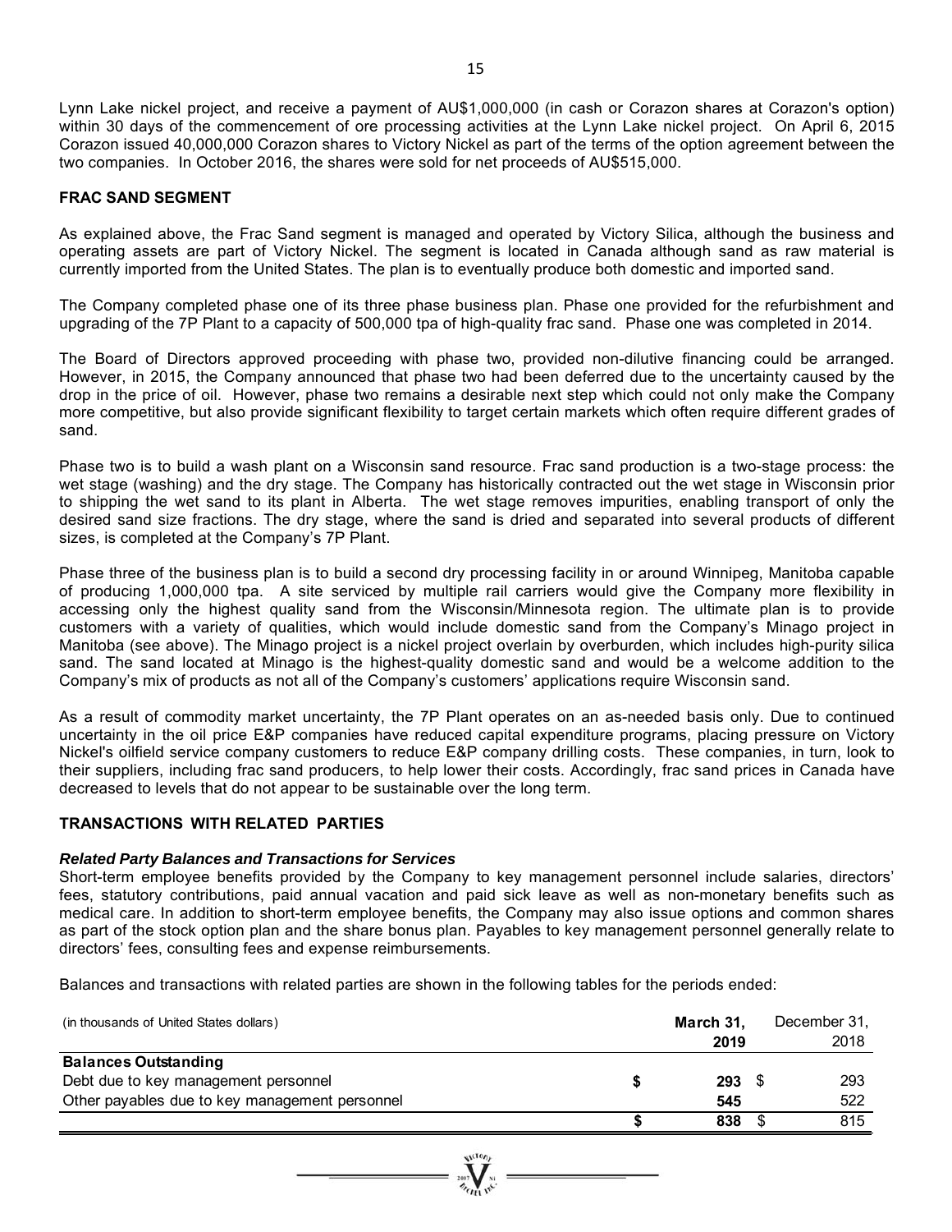Lynn Lake nickel project, and receive a payment of AU$1,000,000 (in cash or Corazon shares at Corazon's option) within 30 days of the commencement of ore processing activities at the Lynn Lake nickel project. On April 6, 2015 Corazon issued 40,000,000 Corazon shares to Victory Nickel as part of the terms of the option agreement between the two companies. In October 2016, the shares were sold for net proceeds of AU$515,000.

## FRAC SAND SEGMENT

As explained above, the Frac Sand segment is managed and operated by Victory Silica, although the business and operating assets are part of Victory Nickel. The segment is located in Canada although sand as raw material is currently imported from the United States. The plan is to eventually produce both domestic and imported sand.

The Company completed phase one of its three phase business plan. Phase one provided for the refurbishment and upgrading of the 7P Plant to a capacity of 500,000 tpa of high-quality frac sand. Phase one was completed in 2014.

The Board of Directors approved proceeding with phase two, provided non-dilutive financing could be arranged. However, in 2015, the Company announced that phase two had been deferred due to the uncertainty caused by the drop in the price of oil. However, phase two remains a desirable next step which could not only make the Company more competitive, but also provide significant flexibility to target certain markets which often require different grades of sand.

Phase two is to build a wash plant on a Wisconsin sand resource. Frac sand production is a two-stage process: the wet stage (washing) and the dry stage. The Company has historically contracted out the wet stage in Wisconsin prior to shipping the wet sand to its plant in Alberta. The wet stage removes impurities, enabling transport of only the desired sand size fractions. The dry stage, where the sand is dried and separated into several products of different sizes, is completed at the Company's 7P Plant.

Phase three of the business plan is to build a second dry processing facility in or around Winnipeg, Manitoba capable of producing 1,000,000 tpa. A site serviced by multiple rail carriers would give the Company more flexibility in accessing only the highest quality sand from the Wisconsin/Minnesota region. The ultimate plan is to provide customers with a variety of qualities, which would include domestic sand from the Company's Minago project in Manitoba (see above). The Minago project is a nickel project overlain by overburden, which includes high-purity silica sand. The sand located at Minago is the highest-quality domestic sand and would be a welcome addition to the Company's mix of products as not all of the Company's customers' applications require Wisconsin sand.

As a result of commodity market uncertainty, the 7P Plant operates on an as-needed basis only. Due to continued uncertainty in the oil price E&P companies have reduced capital expenditure programs, placing pressure on Victory Nickel's oilfield service company customers to reduce E&P company drilling costs. These companies, in turn, look to their suppliers, including frac sand producers, to help lower their costs. Accordingly, frac sand prices in Canada have decreased to levels that do not appear to be sustainable over the long term.

## TRANSACTIONS WITH RELATED PARTIES

### *Related Party Balances and Transactions for Services*

Short-term employee benefits provided by the Company to key management personnel include salaries, directors' fees, statutory contributions, paid annual vacation and paid sick leave as well as non-monetary benefits such as medical care. In addition to short-term employee benefits, the Company may also issue options and common shares as part of the stock option plan and the share bonus plan. Payables to key management personnel generally relate to directors' fees, consulting fees and expense reimbursements.

Balances and transactions with related parties are shown in the following tables for the periods ended:

| (in thousands of United States dollars) | **March 31, 2019** | December 31, 2018 |
|---|---|---|
| **Balances Outstanding** | | |
| Debt due to key management personnel | **$ 293** | $ 293 |
| Other payables due to key management personnel | **545** | 522 |
| | **$ 838** | $ 815 |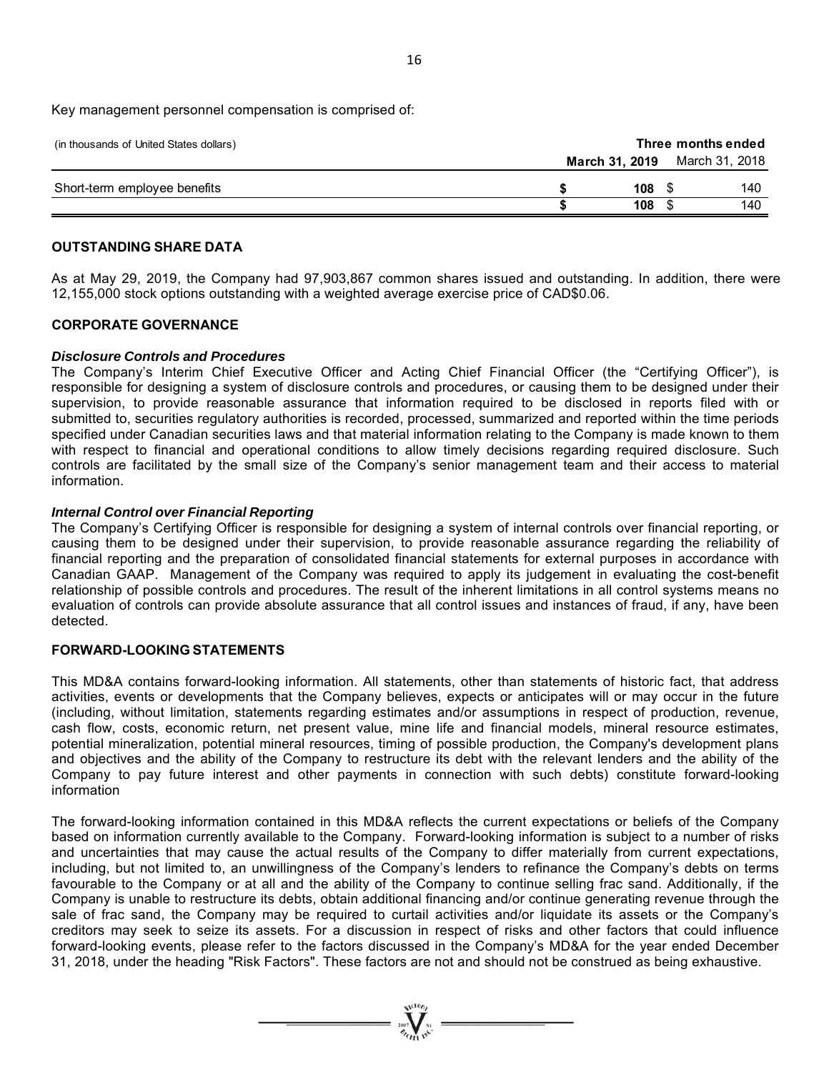Key management personnel compensation is comprised of:

| (in thousands of United States dollars) | Three months ended March 31, 2019 | Three months ended March 31, 2018 |
| --- | --- | --- |
| Short-term employee benefits | $ 108 | $ 140 |
| | $ 108 | $ 140 |

## OUTSTANDING SHARE DATA

As at May 29, 2019, the Company had 97,903,867 common shares issued and outstanding. In addition, there were 12,155,000 stock options outstanding with a weighted average exercise price of CAD$0.06.

## CORPORATE GOVERNANCE

***Disclosure Controls and Procedures***

The Company's Interim Chief Executive Officer and Acting Chief Financial Officer (the "Certifying Officer"), is responsible for designing a system of disclosure controls and procedures, or causing them to be designed under their supervision, to provide reasonable assurance that information required to be disclosed in reports filed with or submitted to, securities regulatory authorities is recorded, processed, summarized and reported within the time periods specified under Canadian securities laws and that material information relating to the Company is made known to them with respect to financial and operational conditions to allow timely decisions regarding required disclosure. Such controls are facilitated by the small size of the Company's senior management team and their access to material information.

***Internal Control over Financial Reporting***

The Company's Certifying Officer is responsible for designing a system of internal controls over financial reporting, or causing them to be designed under their supervision, to provide reasonable assurance regarding the reliability of financial reporting and the preparation of consolidated financial statements for external purposes in accordance with Canadian GAAP. Management of the Company was required to apply its judgement in evaluating the cost-benefit relationship of possible controls and procedures. The result of the inherent limitations in all control systems means no evaluation of controls can provide absolute assurance that all control issues and instances of fraud, if any, have been detected.

## FORWARD-LOOKING STATEMENTS

This MD&A contains forward-looking information. All statements, other than statements of historic fact, that address activities, events or developments that the Company believes, expects or anticipates will or may occur in the future (including, without limitation, statements regarding estimates and/or assumptions in respect of production, revenue, cash flow, costs, economic return, net present value, mine life and financial models, mineral resource estimates, potential mineralization, potential mineral resources, timing of possible production, the Company's development plans and objectives and the ability of the Company to restructure its debt with the relevant lenders and the ability of the Company to pay future interest and other payments in connection with such debts) constitute forward-looking information

The forward-looking information contained in this MD&A reflects the current expectations or beliefs of the Company based on information currently available to the Company. Forward-looking information is subject to a number of risks and uncertainties that may cause the actual results of the Company to differ materially from current expectations, including, but not limited to, an unwillingness of the Company's lenders to refinance the Company's debts on terms favourable to the Company or at all and the ability of the Company to continue selling frac sand. Additionally, if the Company is unable to restructure its debts, obtain additional financing and/or continue generating revenue through the sale of frac sand, the Company may be required to curtail activities and/or liquidate its assets or the Company's creditors may seek to seize its assets. For a discussion in respect of risks and other factors that could influence forward-looking events, please refer to the factors discussed in the Company's MD&A for the year ended December 31, 2018, under the heading "Risk Factors". These factors are not and should not be construed as being exhaustive.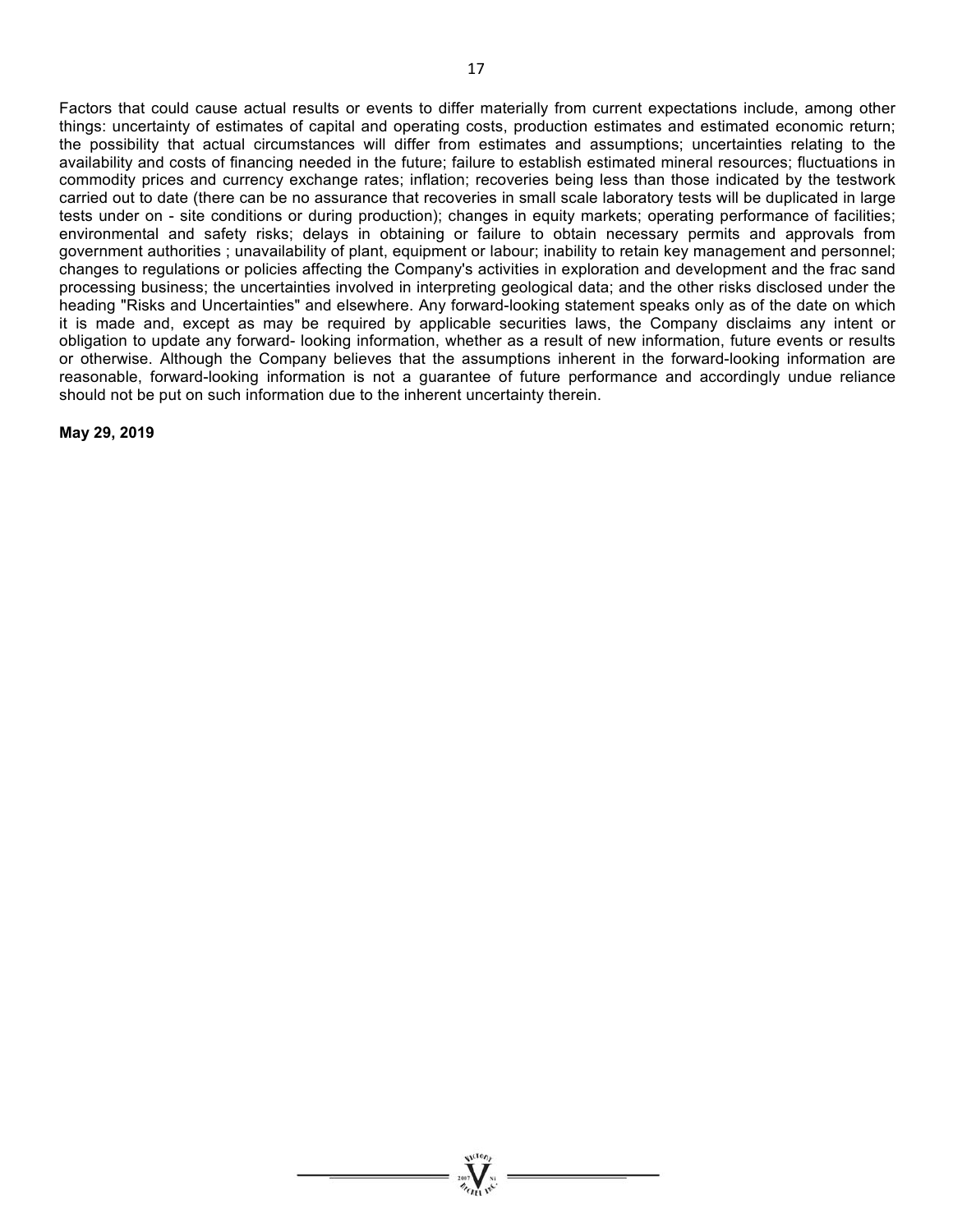Factors that could cause actual results or events to differ materially from current expectations include, among other things: uncertainty of estimates of capital and operating costs, production estimates and estimated economic return; the possibility that actual circumstances will differ from estimates and assumptions; uncertainties relating to the availability and costs of financing needed in the future; failure to establish estimated mineral resources; fluctuations in commodity prices and currency exchange rates; inflation; recoveries being less than those indicated by the testwork carried out to date (there can be no assurance that recoveries in small scale laboratory tests will be duplicated in large tests under on - site conditions or during production); changes in equity markets; operating performance of facilities; environmental and safety risks; delays in obtaining or failure to obtain necessary permits and approvals from government authorities ; unavailability of plant, equipment or labour; inability to retain key management and personnel; changes to regulations or policies affecting the Company's activities in exploration and development and the frac sand processing business; the uncertainties involved in interpreting geological data; and the other risks disclosed under the heading "Risks and Uncertainties" and elsewhere. Any forward-looking statement speaks only as of the date on which it is made and, except as may be required by applicable securities laws, the Company disclaims any intent or obligation to update any forward- looking information, whether as a result of new information, future events or results or otherwise. Although the Company believes that the assumptions inherent in the forward-looking information are reasonable, forward-looking information is not a guarantee of future performance and accordingly undue reliance should not be put on such information due to the inherent uncertainty therein.

**May 29, 2019**